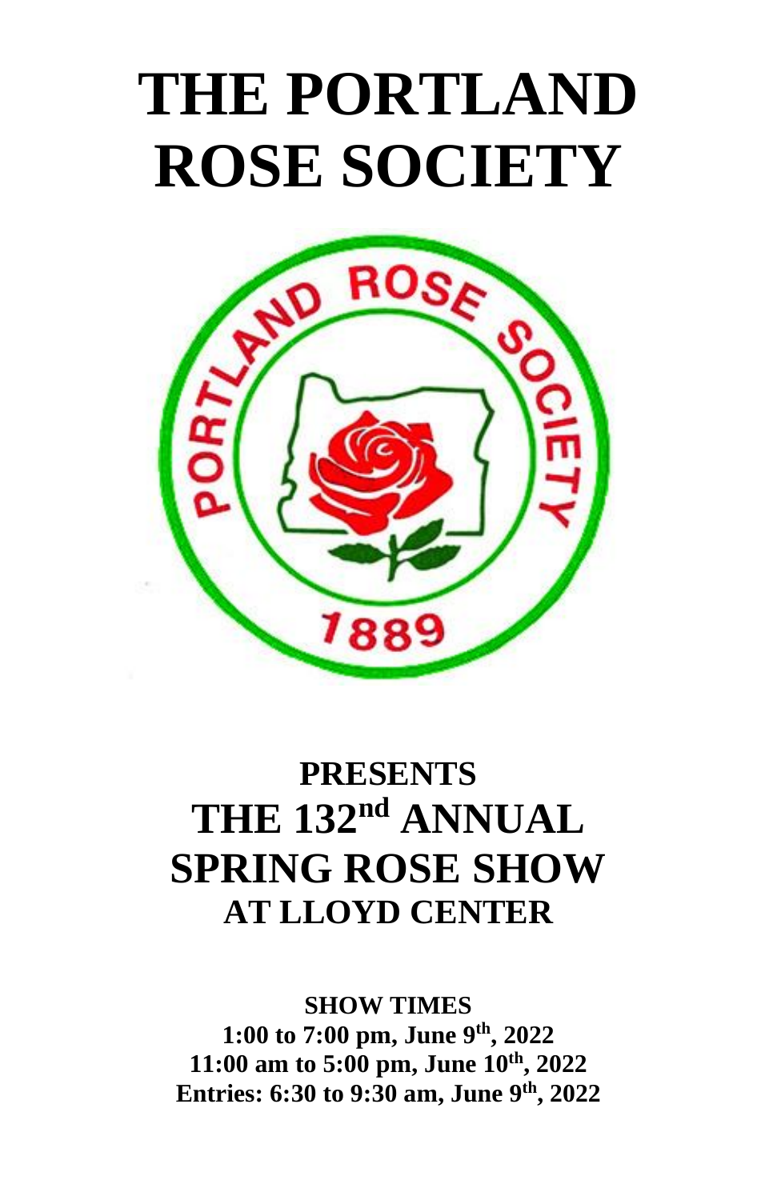# THE PORTLAND ROSE SOCIETY

## PRESENTS
## THE 132nd ANNUAL SPRING ROSE SHOW
### AT LLOYD CENTER

**SHOW TIMES**

**1:00 to 7:00 pm, June 9th, 2022**

**11:00 am to 5:00 pm, June 10th, 2022**

**Entries: 6:30 to 9:30 am, June 9th, 2022**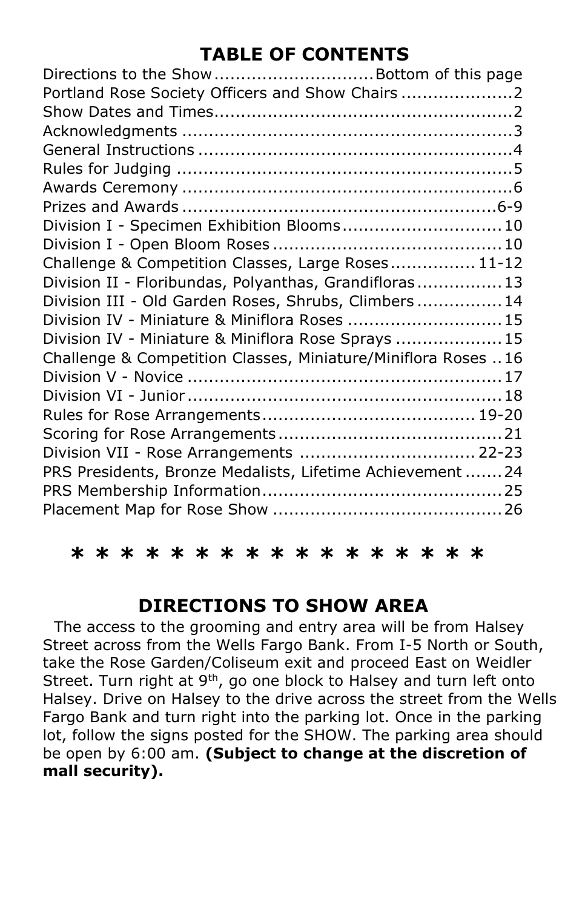## TABLE OF CONTENTS

| | |
|---|---|
| Directions to the Show | Bottom of this page |
| Portland Rose Society Officers and Show Chairs | 2 |
| Show Dates and Times | 2 |
| Acknowledgments | 3 |
| General Instructions | 4 |
| Rules for Judging | 5 |
| Awards Ceremony | 6 |
| Prizes and Awards | 6-9 |
| Division I - Specimen Exhibition Blooms | 10 |
| Division I - Open Bloom Roses | 10 |
| Challenge & Competition Classes, Large Roses | 11-12 |
| Division II - Floribundas, Polyanthas, Grandifloras | 13 |
| Division III - Old Garden Roses, Shrubs, Climbers | 14 |
| Division IV - Miniature & Miniflora Roses | 15 |
| Division IV - Miniature & Miniflora Rose Sprays | 15 |
| Challenge & Competition Classes, Miniature/Miniflora Roses | 16 |
| Division V - Novice | 17 |
| Division VI - Junior | 18 |
| Rules for Rose Arrangements | 19-20 |
| Scoring for Rose Arrangements | 21 |
| Division VII - Rose Arrangements | 22-23 |
| PRS Presidents, Bronze Medalists, Lifetime Achievement | 24 |
| PRS Membership Information | 25 |
| Placement Map for Rose Show | 26 |

* * * * * * * * * * * * * * * * * *

## DIRECTIONS TO SHOW AREA

The access to the grooming and entry area will be from Halsey Street across from the Wells Fargo Bank. From I-5 North or South, take the Rose Garden/Coliseum exit and proceed East on Weidler Street. Turn right at 9th, go one block to Halsey and turn left onto Halsey. Drive on Halsey to the drive across the street from the Wells Fargo Bank and turn right into the parking lot. Once in the parking lot, follow the signs posted for the SHOW. The parking area should be open by 6:00 am. **(Subject to change at the discretion of mall security).**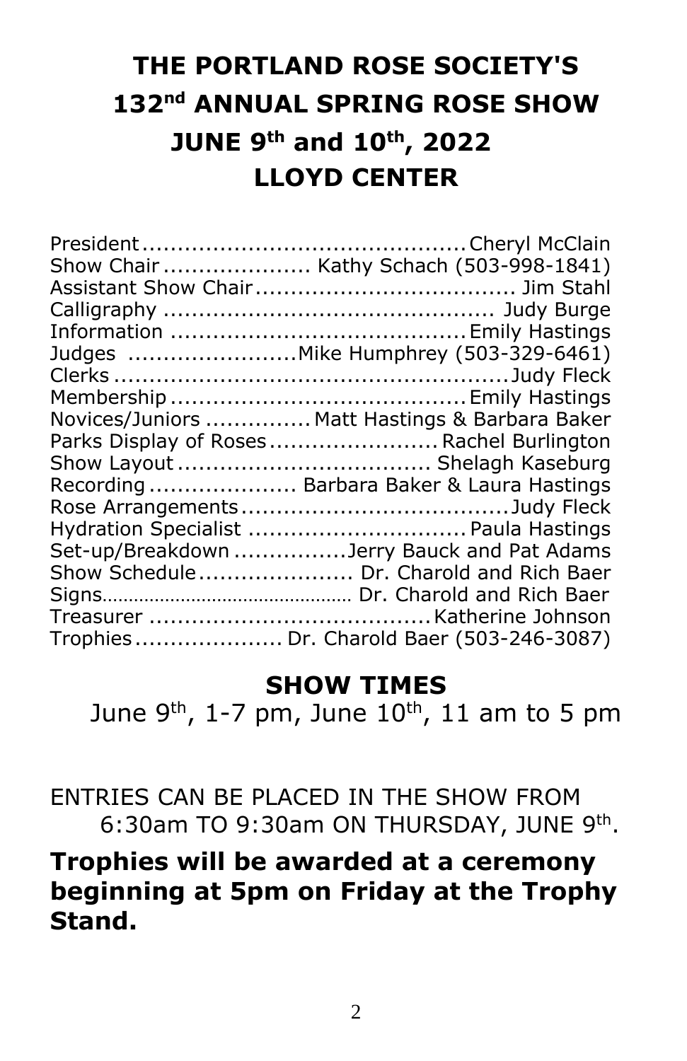# THE PORTLAND ROSE SOCIETY'S 132nd ANNUAL SPRING ROSE SHOW JUNE 9th and 10th, 2022 LLOYD CENTER

President ............................................ Cheryl McClain
Show Chair .................... Kathy Schach (503-998-1841)
Assistant Show Chair ................................... Jim Stahl
Calligraphy ............................................. Judy Burge
Information ......................................... Emily Hastings
Judges ....................... Mike Humphrey (503-329-6461)
Clerks ..................................................... Judy Fleck
Membership ........................................ Emily Hastings
Novices/Juniors .............. Matt Hastings & Barbara Baker
Parks Display of Roses ....................... Rachel Burlington
Show Layout ................................... Shelagh Kaseburg
Recording .................... Barbara Baker & Laura Hastings
Rose Arrangements ..................................... Judy Fleck
Hydration Specialist .............................. Paula Hastings
Set-up/Breakdown ................ Jerry Bauck and Pat Adams
Show Schedule ..................... Dr. Charold and Rich Baer
Signs.............................................. Dr. Charold and Rich Baer
Treasurer ....................................... Katherine Johnson
Trophies .................... Dr. Charold Baer (503-246-3087)

## SHOW TIMES

June 9th, 1-7 pm, June 10th, 11 am to 5 pm

ENTRIES CAN BE PLACED IN THE SHOW FROM 6:30am TO 9:30am ON THURSDAY, JUNE 9th.

**Trophies will be awarded at a ceremony beginning at 5pm on Friday at the Trophy Stand.**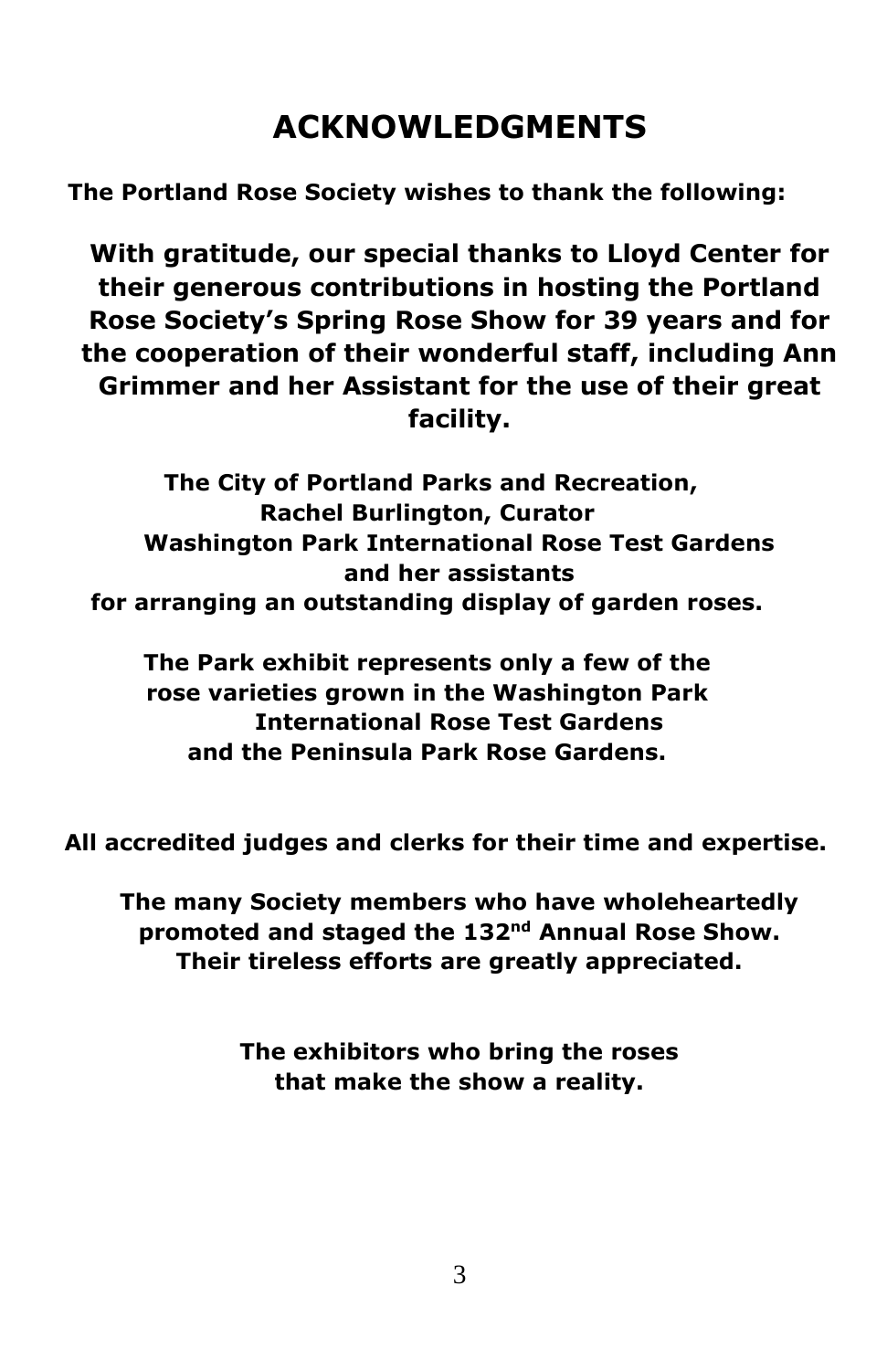# ACKNOWLEDGMENTS

**The Portland Rose Society wishes to thank the following:**

**With gratitude, our special thanks to Lloyd Center for their generous contributions in hosting the Portland Rose Society's Spring Rose Show for 39 years and for the cooperation of their wonderful staff, including Ann Grimmer and her Assistant for the use of their great facility.**

**The City of Portland Parks and Recreation,**
**Rachel Burlington, Curator**
**Washington Park International Rose Test Gardens**
**and her assistants**
**for arranging an outstanding display of garden roses.**

**The Park exhibit represents only a few of the rose varieties grown in the Washington Park International Rose Test Gardens and the Peninsula Park Rose Gardens.**

**All accredited judges and clerks for their time and expertise.**

**The many Society members who have wholeheartedly promoted and staged the 132nd Annual Rose Show. Their tireless efforts are greatly appreciated.**

**The exhibitors who bring the roses that make the show a reality.**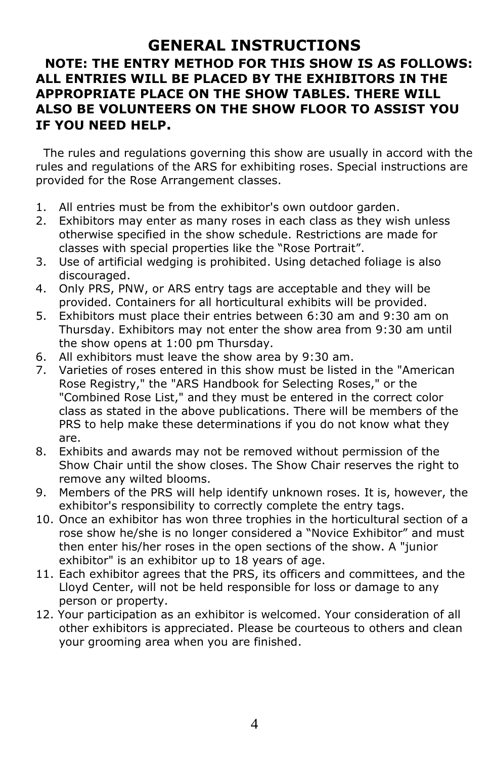# GENERAL INSTRUCTIONS

**NOTE: THE ENTRY METHOD FOR THIS SHOW IS AS FOLLOWS: ALL ENTRIES WILL BE PLACED BY THE EXHIBITORS IN THE APPROPRIATE PLACE ON THE SHOW TABLES. THERE WILL ALSO BE VOLUNTEERS ON THE SHOW FLOOR TO ASSIST YOU IF YOU NEED HELP.**

The rules and regulations governing this show are usually in accord with the rules and regulations of the ARS for exhibiting roses. Special instructions are provided for the Rose Arrangement classes.

1. All entries must be from the exhibitor's own outdoor garden.
2. Exhibitors may enter as many roses in each class as they wish unless otherwise specified in the show schedule. Restrictions are made for classes with special properties like the “Rose Portrait”.
3. Use of artificial wedging is prohibited. Using detached foliage is also discouraged.
4. Only PRS, PNW, or ARS entry tags are acceptable and they will be provided. Containers for all horticultural exhibits will be provided.
5. Exhibitors must place their entries between 6:30 am and 9:30 am on Thursday. Exhibitors may not enter the show area from 9:30 am until the show opens at 1:00 pm Thursday.
6. All exhibitors must leave the show area by 9:30 am.
7. Varieties of roses entered in this show must be listed in the "American Rose Registry," the "ARS Handbook for Selecting Roses," or the "Combined Rose List," and they must be entered in the correct color class as stated in the above publications. There will be members of the PRS to help make these determinations if you do not know what they are.
8. Exhibits and awards may not be removed without permission of the Show Chair until the show closes. The Show Chair reserves the right to remove any wilted blooms.
9. Members of the PRS will help identify unknown roses. It is, however, the exhibitor's responsibility to correctly complete the entry tags.
10. Once an exhibitor has won three trophies in the horticultural section of a rose show he/she is no longer considered a “Novice Exhibitor” and must then enter his/her roses in the open sections of the show. A "junior exhibitor" is an exhibitor up to 18 years of age.
11. Each exhibitor agrees that the PRS, its officers and committees, and the Lloyd Center, will not be held responsible for loss or damage to any person or property.
12. Your participation as an exhibitor is welcomed. Your consideration of all other exhibitors is appreciated. Please be courteous to others and clean your grooming area when you are finished.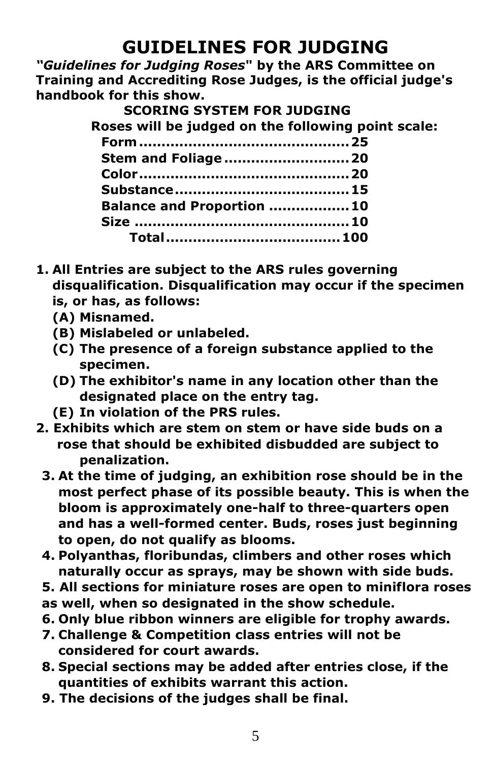# GUIDELINES FOR JUDGING

***"Guidelines for Judging Roses"* by the ARS Committee on Training and Accrediting Rose Judges, is the official judge's handbook for this show.**

### SCORING SYSTEM FOR JUDGING

**Roses will be judged on the following point scale:**

| | |
|---|---|
| **Form** | **25** |
| **Stem and Foliage** | **20** |
| **Color** | **20** |
| **Substance** | **15** |
| **Balance and Proportion** | **10** |
| **Size** | **10** |
| **Total** | **100** |

1. **All Entries are subject to the ARS rules governing disqualification. Disqualification may occur if the specimen is, or has, as follows:**
   - **(A) Misnamed.**
   - **(B) Mislabeled or unlabeled.**
   - **(C) The presence of a foreign substance applied to the specimen.**
   - **(D) The exhibitor's name in any location other than the designated place on the entry tag.**
   - **(E) In violation of the PRS rules.**
2. **Exhibits which are stem on stem or have side buds on a rose that should be exhibited disbudded are subject to penalization.**
3. **At the time of judging, an exhibition rose should be in the most perfect phase of its possible beauty. This is when the bloom is approximately one-half to three-quarters open and has a well-formed center. Buds, roses just beginning to open, do not qualify as blooms.**
4. **Polyanthas, floribundas, climbers and other roses which naturally occur as sprays, may be shown with side buds.**
5. **All sections for miniature roses are open to miniflora roses as well, when so designated in the show schedule.**
6. **Only blue ribbon winners are eligible for trophy awards.**
7. **Challenge & Competition class entries will not be considered for court awards.**
8. **Special sections may be added after entries close, if the quantities of exhibits warrant this action.**
9. **The decisions of the judges shall be final.**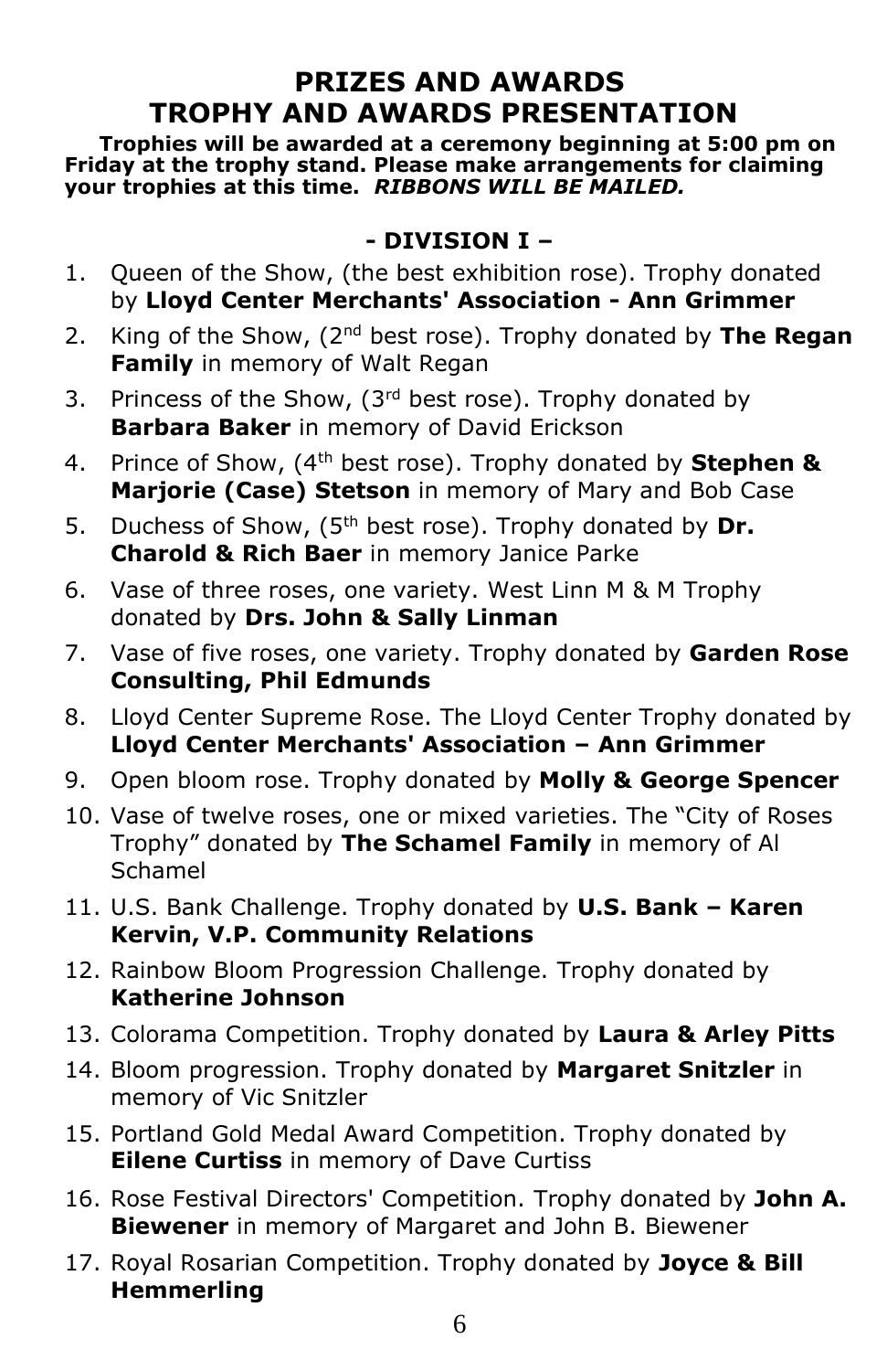# PRIZES AND AWARDS
# TROPHY AND AWARDS PRESENTATION

**Trophies will be awarded at a ceremony beginning at 5:00 pm on Friday at the trophy stand. Please make arrangements for claiming your trophies at this time.** ***RIBBONS WILL BE MAILED.***

## - DIVISION I –

1. Queen of the Show, (the best exhibition rose). Trophy donated by **Lloyd Center Merchants' Association - Ann Grimmer**
2. King of the Show, (2nd best rose). Trophy donated by **The Regan Family** in memory of Walt Regan
3. Princess of the Show, (3rd best rose). Trophy donated by **Barbara Baker** in memory of David Erickson
4. Prince of Show, (4th best rose). Trophy donated by **Stephen & Marjorie (Case) Stetson** in memory of Mary and Bob Case
5. Duchess of Show, (5th best rose). Trophy donated by **Dr. Charold & Rich Baer** in memory Janice Parke
6. Vase of three roses, one variety. West Linn M & M Trophy donated by **Drs. John & Sally Linman**
7. Vase of five roses, one variety. Trophy donated by **Garden Rose Consulting, Phil Edmunds**
8. Lloyd Center Supreme Rose. The Lloyd Center Trophy donated by **Lloyd Center Merchants' Association – Ann Grimmer**
9. Open bloom rose. Trophy donated by **Molly & George Spencer**
10. Vase of twelve roses, one or mixed varieties. The "City of Roses Trophy" donated by **The Schamel Family** in memory of Al Schamel
11. U.S. Bank Challenge. Trophy donated by **U.S. Bank – Karen Kervin, V.P. Community Relations**
12. Rainbow Bloom Progression Challenge. Trophy donated by **Katherine Johnson**
13. Colorama Competition. Trophy donated by **Laura & Arley Pitts**
14. Bloom progression. Trophy donated by **Margaret Snitzler** in memory of Vic Snitzler
15. Portland Gold Medal Award Competition. Trophy donated by **Eilene Curtiss** in memory of Dave Curtiss
16. Rose Festival Directors' Competition. Trophy donated by **John A. Biewener** in memory of Margaret and John B. Biewener
17. Royal Rosarian Competition. Trophy donated by **Joyce & Bill Hemmerling**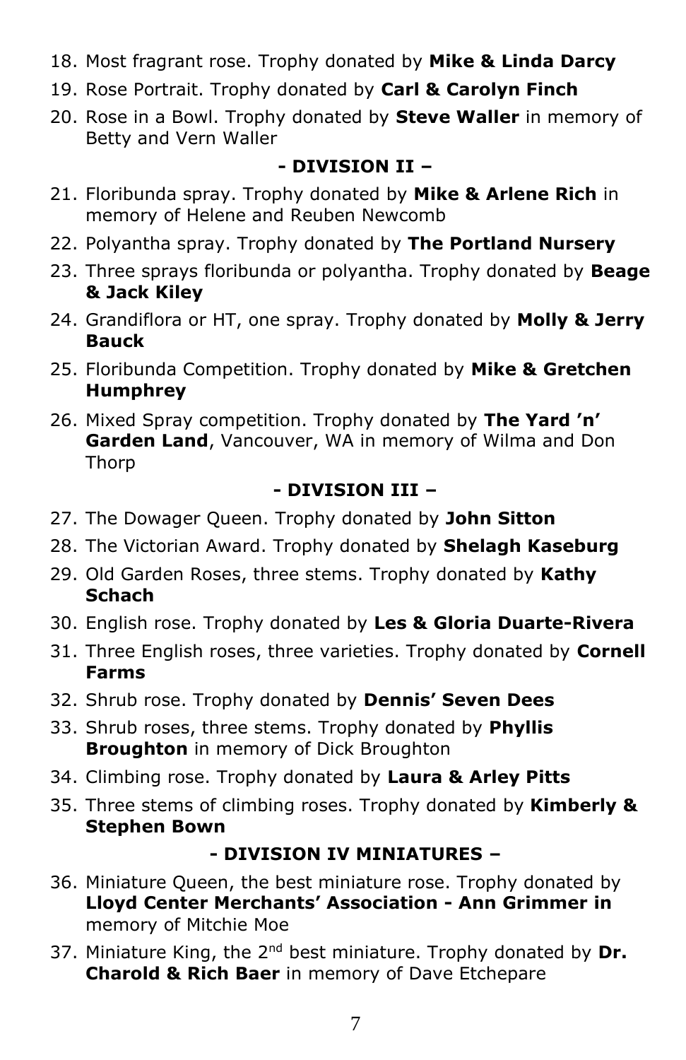18. Most fragrant rose. Trophy donated by **Mike & Linda Darcy**
19. Rose Portrait. Trophy donated by **Carl & Carolyn Finch**
20. Rose in a Bowl. Trophy donated by **Steve Waller** in memory of Betty and Vern Waller

### - DIVISION II –

21. Floribunda spray. Trophy donated by **Mike & Arlene Rich** in memory of Helene and Reuben Newcomb
22. Polyantha spray. Trophy donated by **The Portland Nursery**
23. Three sprays floribunda or polyantha. Trophy donated by **Beage & Jack Kiley**
24. Grandiflora or HT, one spray. Trophy donated by **Molly & Jerry Bauck**
25. Floribunda Competition. Trophy donated by **Mike & Gretchen Humphrey**
26. Mixed Spray competition. Trophy donated by **The Yard 'n' Garden Land**, Vancouver, WA in memory of Wilma and Don Thorp

### - DIVISION III –

27. The Dowager Queen. Trophy donated by **John Sitton**
28. The Victorian Award. Trophy donated by **Shelagh Kaseburg**
29. Old Garden Roses, three stems. Trophy donated by **Kathy Schach**
30. English rose. Trophy donated by **Les & Gloria Duarte-Rivera**
31. Three English roses, three varieties. Trophy donated by **Cornell Farms**
32. Shrub rose. Trophy donated by **Dennis' Seven Dees**
33. Shrub roses, three stems. Trophy donated by **Phyllis Broughton** in memory of Dick Broughton
34. Climbing rose. Trophy donated by **Laura & Arley Pitts**
35. Three stems of climbing roses. Trophy donated by **Kimberly & Stephen Bown**

### - DIVISION IV MINIATURES –

36. Miniature Queen, the best miniature rose. Trophy donated by **Lloyd Center Merchants' Association - Ann Grimmer in** memory of Mitchie Moe
37. Miniature King, the 2nd best miniature. Trophy donated by **Dr. Charold & Rich Baer** in memory of Dave Etchepare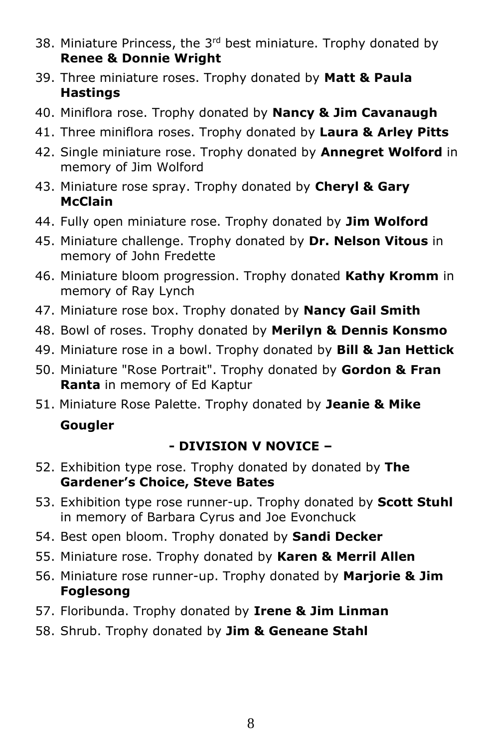38. Miniature Princess, the 3rd best miniature. Trophy donated by **Renee & Donnie Wright**
39. Three miniature roses. Trophy donated by **Matt & Paula Hastings**
40. Miniflora rose. Trophy donated by **Nancy & Jim Cavanaugh**
41. Three miniflora roses. Trophy donated by **Laura & Arley Pitts**
42. Single miniature rose. Trophy donated by **Annegret Wolford** in memory of Jim Wolford
43. Miniature rose spray. Trophy donated by **Cheryl & Gary McClain**
44. Fully open miniature rose. Trophy donated by **Jim Wolford**
45. Miniature challenge. Trophy donated by **Dr. Nelson Vitous** in memory of John Fredette
46. Miniature bloom progression. Trophy donated **Kathy Kromm** in memory of Ray Lynch
47. Miniature rose box. Trophy donated by **Nancy Gail Smith**
48. Bowl of roses. Trophy donated by **Merilyn & Dennis Konsmo**
49. Miniature rose in a bowl. Trophy donated by **Bill & Jan Hettick**
50. Miniature "Rose Portrait". Trophy donated by **Gordon & Fran Ranta** in memory of Ed Kaptur
51. Miniature Rose Palette. Trophy donated by **Jeanie & Mike Gougler**

**- DIVISION V NOVICE –**

52. Exhibition type rose. Trophy donated by donated by **The Gardener's Choice, Steve Bates**
53. Exhibition type rose runner-up. Trophy donated by **Scott Stuhl** in memory of Barbara Cyrus and Joe Evonchuck
54. Best open bloom. Trophy donated by **Sandi Decker**
55. Miniature rose. Trophy donated by **Karen & Merril Allen**
56. Miniature rose runner-up. Trophy donated by **Marjorie & Jim Foglesong**
57. Floribunda. Trophy donated by **Irene & Jim Linman**
58. Shrub. Trophy donated by **Jim & Geneane Stahl**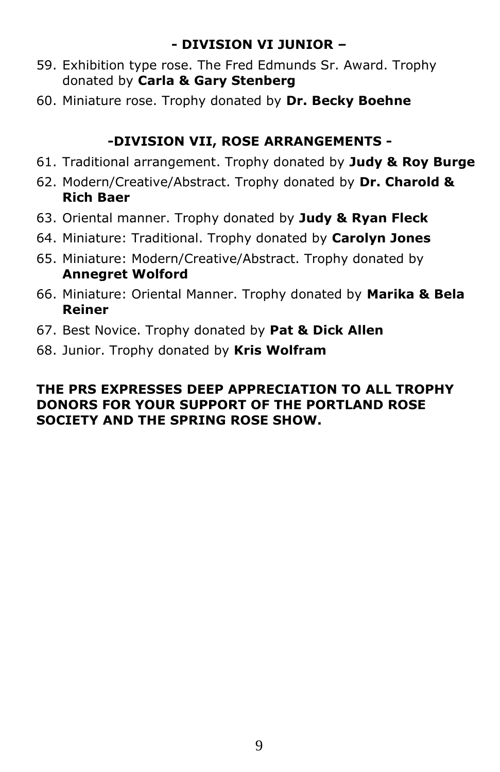## - DIVISION VI JUNIOR –

59. Exhibition type rose. The Fred Edmunds Sr. Award. Trophy donated by **Carla & Gary Stenberg**
60. Miniature rose. Trophy donated by **Dr. Becky Boehne**

## -DIVISION VII, ROSE ARRANGEMENTS -

61. Traditional arrangement. Trophy donated by **Judy & Roy Burge**
62. Modern/Creative/Abstract. Trophy donated by **Dr. Charold & Rich Baer**
63. Oriental manner. Trophy donated by **Judy & Ryan Fleck**
64. Miniature: Traditional. Trophy donated by **Carolyn Jones**
65. Miniature: Modern/Creative/Abstract. Trophy donated by **Annegret Wolford**
66. Miniature: Oriental Manner. Trophy donated by **Marika & Bela Reiner**
67. Best Novice. Trophy donated by **Pat & Dick Allen**
68. Junior. Trophy donated by **Kris Wolfram**

**THE PRS EXPRESSES DEEP APPRECIATION TO ALL TROPHY DONORS FOR YOUR SUPPORT OF THE PORTLAND ROSE SOCIETY AND THE SPRING ROSE SHOW.**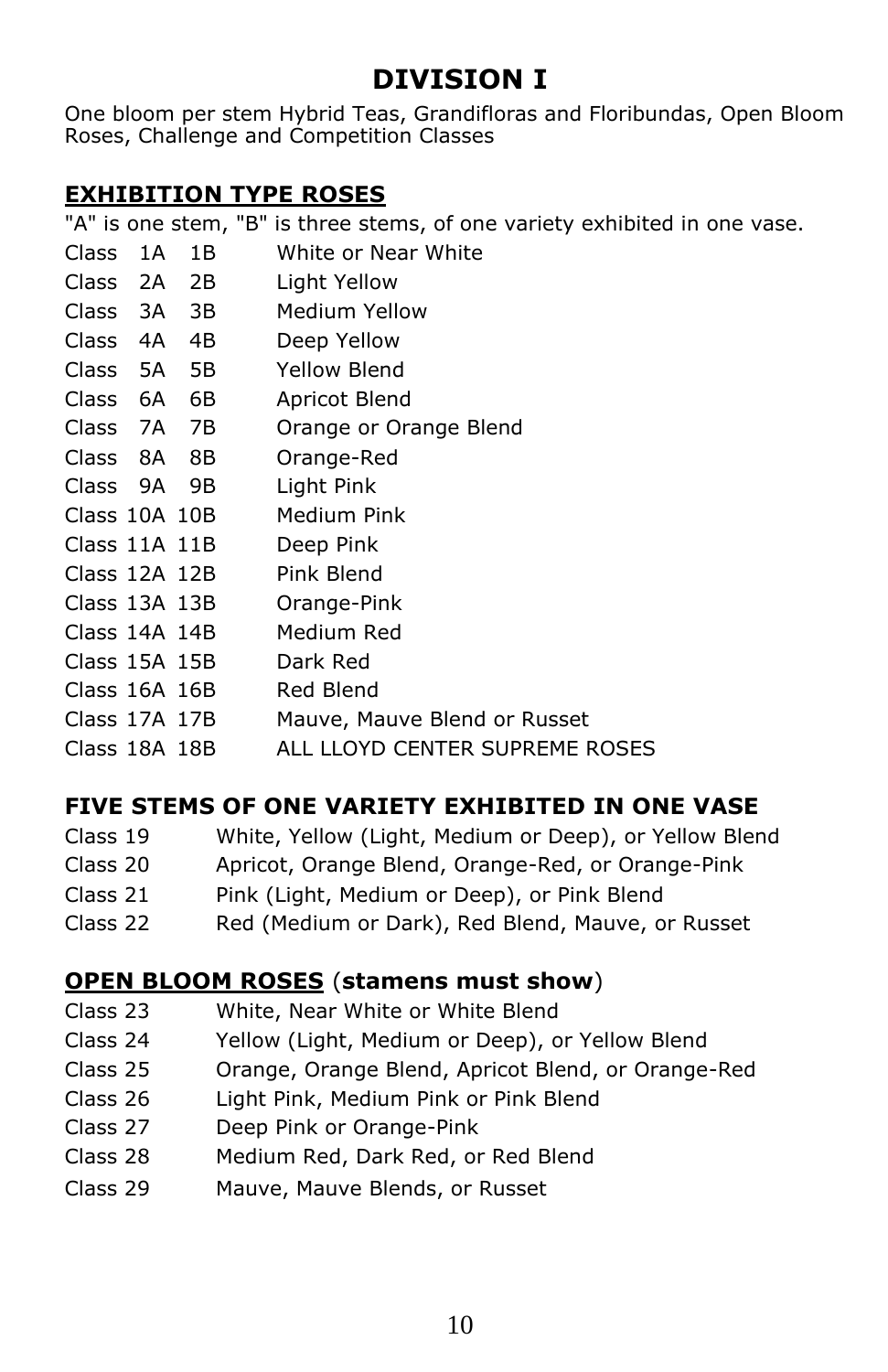# DIVISION I

One bloom per stem Hybrid Teas, Grandifloras and Floribundas, Open Bloom Roses, Challenge and Competition Classes

## EXHIBITION TYPE ROSES

"A" is one stem, "B" is three stems, of one variety exhibited in one vase.

| Class | | | |
|---|---|---|---|
| Class | 1A | 1B | White or Near White |
| Class | 2A | 2B | Light Yellow |
| Class | 3A | 3B | Medium Yellow |
| Class | 4A | 4B | Deep Yellow |
| Class | 5A | 5B | Yellow Blend |
| Class | 6A | 6B | Apricot Blend |
| Class | 7A | 7B | Orange or Orange Blend |
| Class | 8A | 8B | Orange-Red |
| Class | 9A | 9B | Light Pink |
| Class | 10A | 10B | Medium Pink |
| Class | 11A | 11B | Deep Pink |
| Class | 12A | 12B | Pink Blend |
| Class | 13A | 13B | Orange-Pink |
| Class | 14A | 14B | Medium Red |
| Class | 15A | 15B | Dark Red |
| Class | 16A | 16B | Red Blend |
| Class | 17A | 17B | Mauve, Mauve Blend or Russet |
| Class | 18A | 18B | ALL LLOYD CENTER SUPREME ROSES |

## FIVE STEMS OF ONE VARIETY EXHIBITED IN ONE VASE

| Class | |
|---|---|
| Class 19 | White, Yellow (Light, Medium or Deep), or Yellow Blend |
| Class 20 | Apricot, Orange Blend, Orange-Red, or Orange-Pink |
| Class 21 | Pink (Light, Medium or Deep), or Pink Blend |
| Class 22 | Red (Medium or Dark), Red Blend, Mauve, or Russet |

## OPEN BLOOM ROSES (**stamens must show**)

| Class | |
|---|---|
| Class 23 | White, Near White or White Blend |
| Class 24 | Yellow (Light, Medium or Deep), or Yellow Blend |
| Class 25 | Orange, Orange Blend, Apricot Blend, or Orange-Red |
| Class 26 | Light Pink, Medium Pink or Pink Blend |
| Class 27 | Deep Pink or Orange-Pink |
| Class 28 | Medium Red, Dark Red, or Red Blend |
| Class 29 | Mauve, Mauve Blends, or Russet |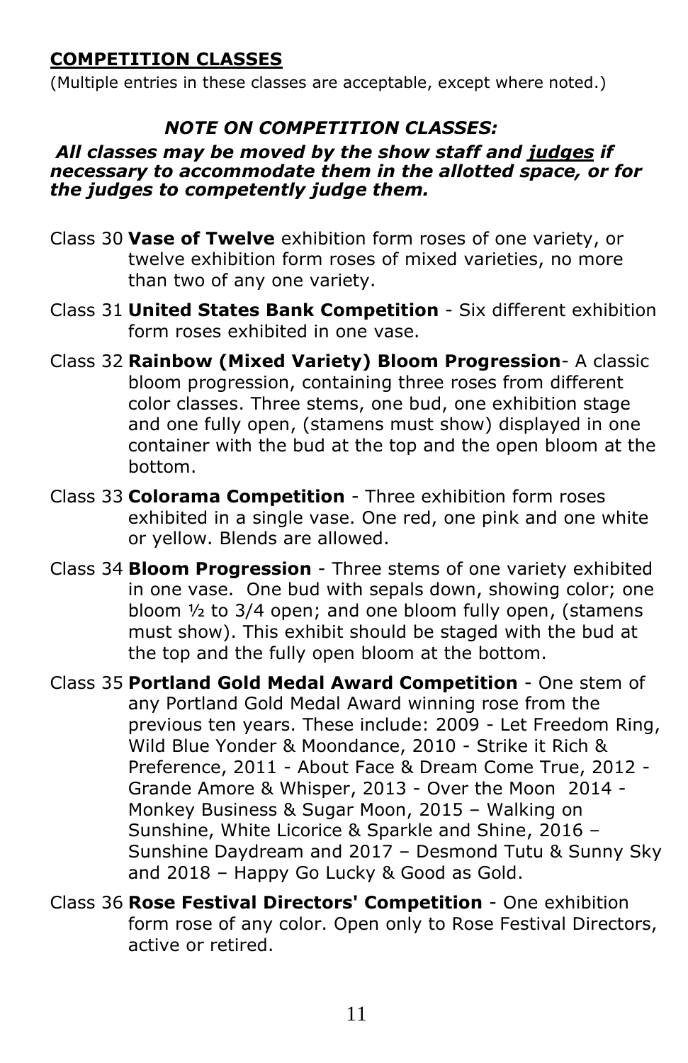## **COMPETITION CLASSES**

(Multiple entries in these classes are acceptable, except where noted.)

### ***NOTE ON COMPETITION CLASSES:***

***All classes may be moved by the show staff and judges if necessary to accommodate them in the allotted space, or for the judges to competently judge them.***

Class 30 **Vase of Twelve** exhibition form roses of one variety, or twelve exhibition form roses of mixed varieties, no more than two of any one variety.

Class 31 **United States Bank Competition** - Six different exhibition form roses exhibited in one vase.

Class 32 **Rainbow (Mixed Variety) Bloom Progression**- A classic bloom progression, containing three roses from different color classes. Three stems, one bud, one exhibition stage and one fully open, (stamens must show) displayed in one container with the bud at the top and the open bloom at the bottom.

Class 33 **Colorama Competition** - Three exhibition form roses exhibited in a single vase. One red, one pink and one white or yellow. Blends are allowed.

Class 34 **Bloom Progression** - Three stems of one variety exhibited in one vase. One bud with sepals down, showing color; one bloom ½ to 3/4 open; and one bloom fully open, (stamens must show). This exhibit should be staged with the bud at the top and the fully open bloom at the bottom.

Class 35 **Portland Gold Medal Award Competition** - One stem of any Portland Gold Medal Award winning rose from the previous ten years. These include: 2009 - Let Freedom Ring, Wild Blue Yonder & Moondance, 2010 - Strike it Rich & Preference, 2011 - About Face & Dream Come True, 2012 - Grande Amore & Whisper, 2013 - Over the Moon 2014 - Monkey Business & Sugar Moon, 2015 – Walking on Sunshine, White Licorice & Sparkle and Shine, 2016 – Sunshine Daydream and 2017 – Desmond Tutu & Sunny Sky and 2018 – Happy Go Lucky & Good as Gold.

Class 36 **Rose Festival Directors' Competition** - One exhibition form rose of any color. Open only to Rose Festival Directors, active or retired.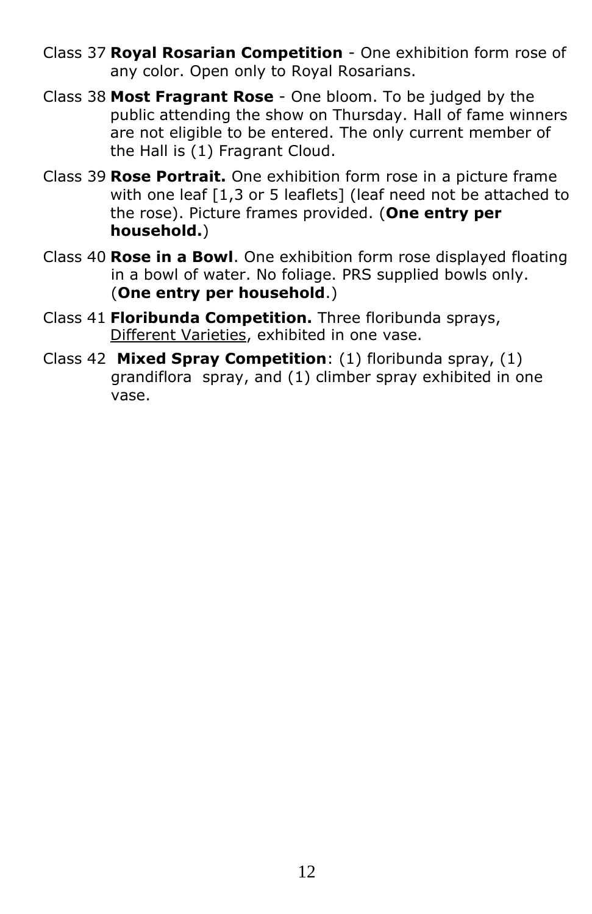Class 37 **Royal Rosarian Competition** - One exhibition form rose of any color. Open only to Royal Rosarians.

Class 38 **Most Fragrant Rose** - One bloom. To be judged by the public attending the show on Thursday. Hall of fame winners are not eligible to be entered. The only current member of the Hall is (1) Fragrant Cloud.

Class 39 **Rose Portrait.** One exhibition form rose in a picture frame with one leaf [1,3 or 5 leaflets] (leaf need not be attached to the rose). Picture frames provided. (**One entry per household.**)

Class 40 **Rose in a Bowl**. One exhibition form rose displayed floating in a bowl of water. No foliage. PRS supplied bowls only. (**One entry per household**.)

Class 41 **Floribunda Competition.** Three floribunda sprays, <u>Different Varieties</u>, exhibited in one vase.

Class 42 **Mixed Spray Competition**: (1) floribunda spray, (1) grandiflora spray, and (1) climber spray exhibited in one vase.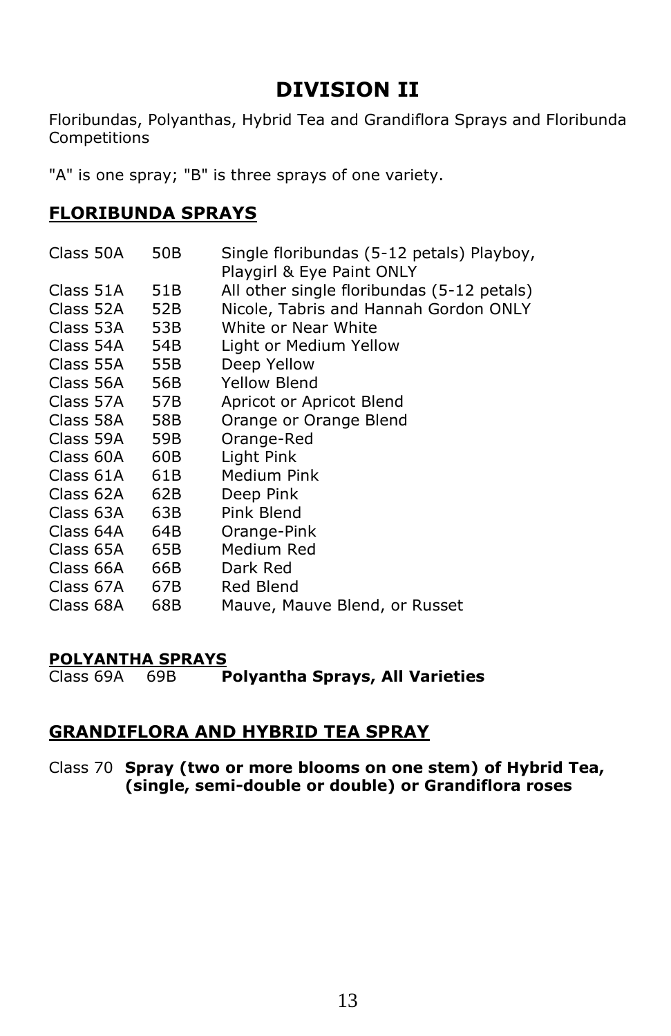# DIVISION II

Floribundas, Polyanthas, Hybrid Tea and Grandiflora Sprays and Floribunda Competitions

"A" is one spray; "B" is three sprays of one variety.

## FLORIBUNDA SPRAYS

| | | |
|---|---|---|
| Class 50A | 50B | Single floribundas (5-12 petals) Playboy, Playgirl & Eye Paint ONLY |
| Class 51A | 51B | All other single floribundas (5-12 petals) |
| Class 52A | 52B | Nicole, Tabris and Hannah Gordon ONLY |
| Class 53A | 53B | White or Near White |
| Class 54A | 54B | Light or Medium Yellow |
| Class 55A | 55B | Deep Yellow |
| Class 56A | 56B | Yellow Blend |
| Class 57A | 57B | Apricot or Apricot Blend |
| Class 58A | 58B | Orange or Orange Blend |
| Class 59A | 59B | Orange-Red |
| Class 60A | 60B | Light Pink |
| Class 61A | 61B | Medium Pink |
| Class 62A | 62B | Deep Pink |
| Class 63A | 63B | Pink Blend |
| Class 64A | 64B | Orange-Pink |
| Class 65A | 65B | Medium Red |
| Class 66A | 66B | Dark Red |
| Class 67A | 67B | Red Blend |
| Class 68A | 68B | Mauve, Mauve Blend, or Russet |

## POLYANTHA SPRAYS

Class 69A 69B **Polyantha Sprays, All Varieties**

## GRANDIFLORA AND HYBRID TEA SPRAY

Class 70 **Spray (two or more blooms on one stem) of Hybrid Tea, (single, semi-double or double) or Grandiflora roses**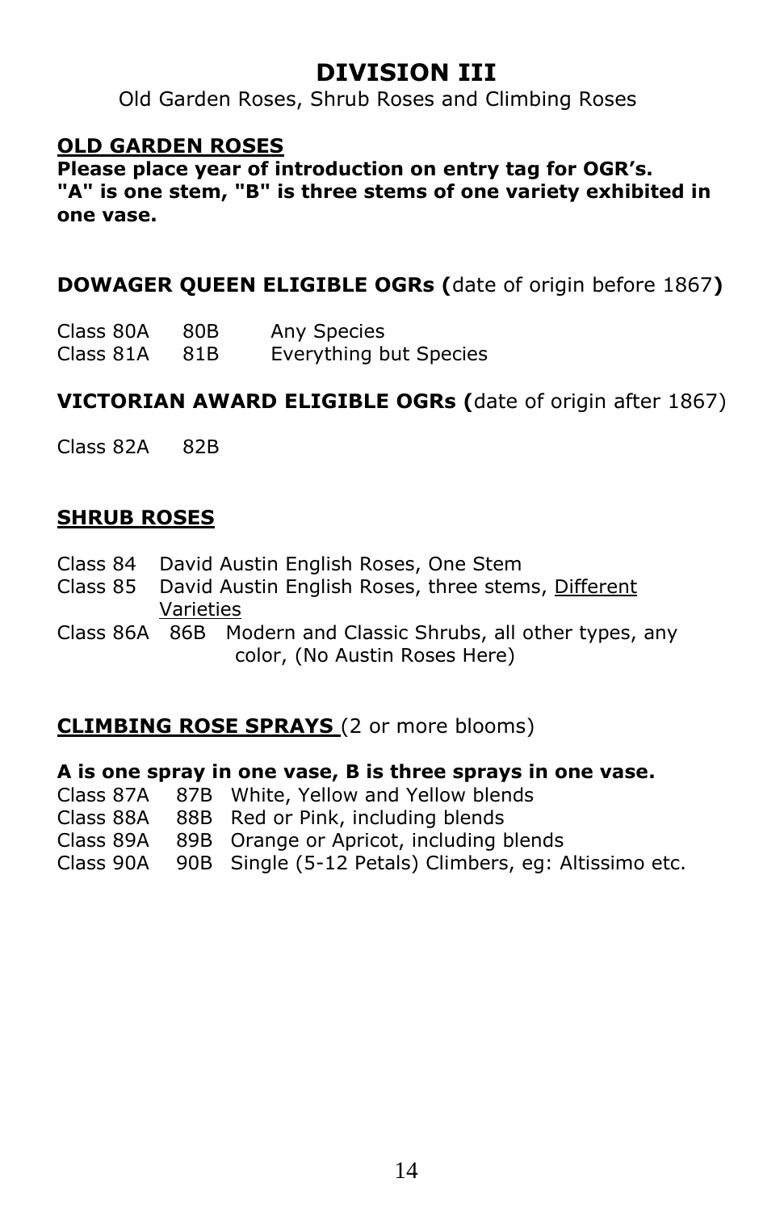# DIVISION III

Old Garden Roses, Shrub Roses and Climbing Roses

## OLD GARDEN ROSES

**Please place year of introduction on entry tag for OGR's.**
**"A" is one stem, "B" is three stems of one variety exhibited in one vase.**

### DOWAGER QUEEN ELIGIBLE OGRs (date of origin before 1867)

Class 80A 80B Any Species
Class 81A 81B Everything but Species

### VICTORIAN AWARD ELIGIBLE OGRs (date of origin after 1867)

Class 82A 82B

## SHRUB ROSES

Class 84 David Austin English Roses, One Stem
Class 85 David Austin English Roses, three stems, Different Varieties
Class 86A 86B Modern and Classic Shrubs, all other types, any color, (No Austin Roses Here)

## CLIMBING ROSE SPRAYS (2 or more blooms)

**A is one spray in one vase, B is three sprays in one vase.**

Class 87A 87B White, Yellow and Yellow blends
Class 88A 88B Red or Pink, including blends
Class 89A 89B Orange or Apricot, including blends
Class 90A 90B Single (5-12 Petals) Climbers, eg: Altissimo etc.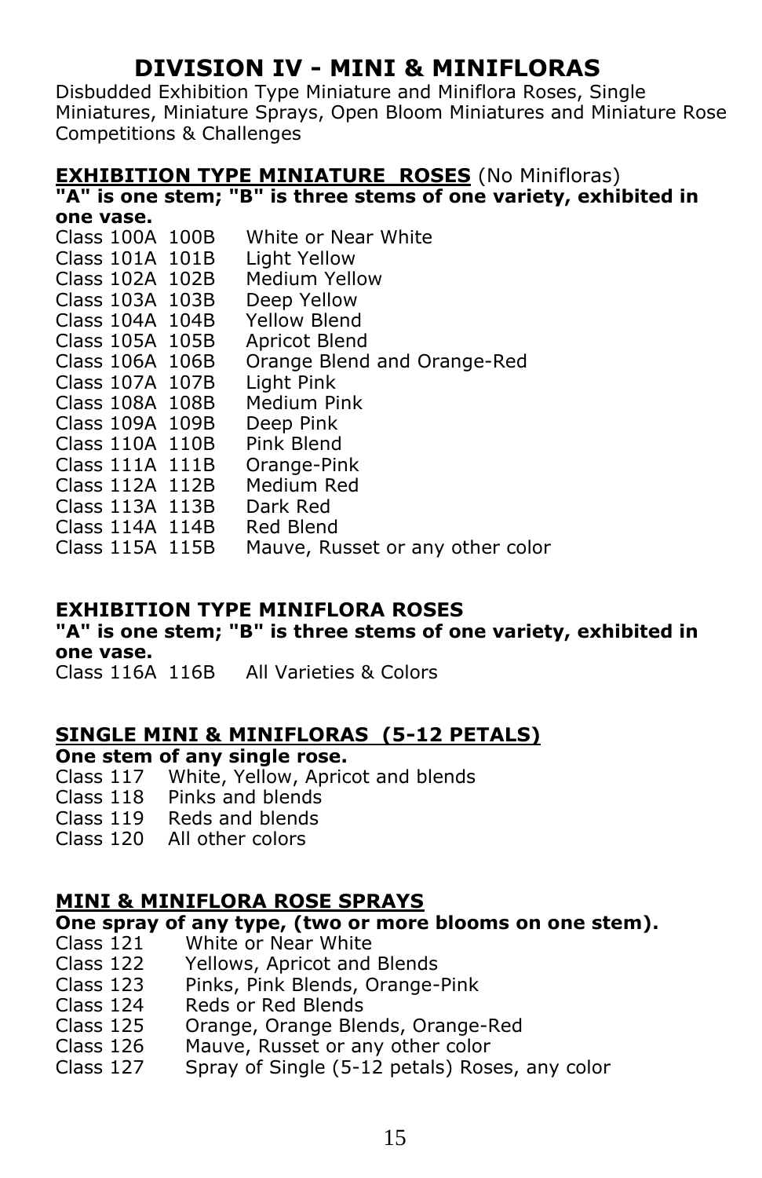# DIVISION IV - MINI & MINIFLORAS

Disbudded Exhibition Type Miniature and Miniflora Roses, Single Miniatures, Miniature Sprays, Open Bloom Miniatures and Miniature Rose Competitions & Challenges

## <u>EXHIBITION TYPE MINIATURE ROSES</u> (No Minifloras)

**"A" is one stem; "B" is three stems of one variety, exhibited in one vase.**

Class 100A 100B White or Near White
Class 101A 101B Light Yellow
Class 102A 102B Medium Yellow
Class 103A 103B Deep Yellow
Class 104A 104B Yellow Blend
Class 105A 105B Apricot Blend
Class 106A 106B Orange Blend and Orange-Red
Class 107A 107B Light Pink
Class 108A 108B Medium Pink
Class 109A 109B Deep Pink
Class 110A 110B Pink Blend
Class 111A 111B Orange-Pink
Class 112A 112B Medium Red
Class 113A 113B Dark Red
Class 114A 114B Red Blend
Class 115A 115B Mauve, Russet or any other color

## EXHIBITION TYPE MINIFLORA ROSES

**"A" is one stem; "B" is three stems of one variety, exhibited in one vase.**

Class 116A 116B All Varieties & Colors

## <u>SINGLE MINI & MINIFLORAS (5-12 PETALS)</u>

**One stem of any single rose.**

Class 117 White, Yellow, Apricot and blends
Class 118 Pinks and blends
Class 119 Reds and blends
Class 120 All other colors

## <u>MINI & MINIFLORA ROSE SPRAYS</u>

**One spray of any type, (two or more blooms on one stem).**

Class 121 White or Near White
Class 122 Yellows, Apricot and Blends
Class 123 Pinks, Pink Blends, Orange-Pink
Class 124 Reds or Red Blends
Class 125 Orange, Orange Blends, Orange-Red
Class 126 Mauve, Russet or any other color
Class 127 Spray of Single (5-12 petals) Roses, any color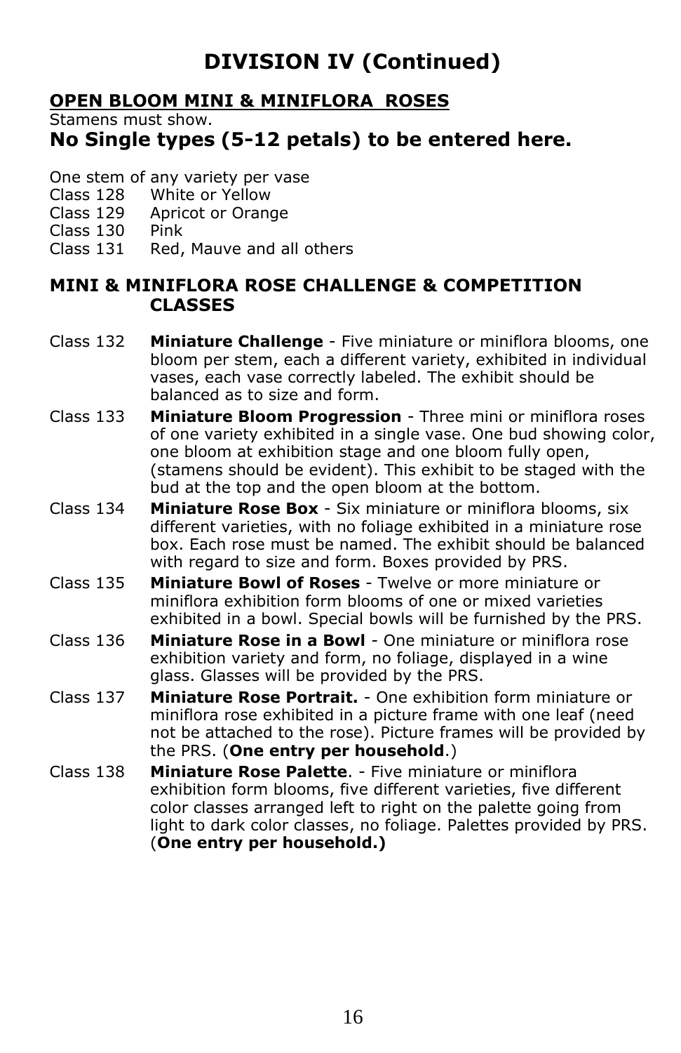# DIVISION IV (Continued)

## OPEN BLOOM MINI & MINIFLORA ROSES

Stamens must show.

### No Single types (5-12 petals) to be entered here.

One stem of any variety per vase

Class 128 White or Yellow

Class 129 Apricot or Orange

Class 130 Pink

Class 131 Red, Mauve and all others

## MINI & MINIFLORA ROSE CHALLENGE & COMPETITION CLASSES

Class 132 **Miniature Challenge** - Five miniature or miniflora blooms, one bloom per stem, each a different variety, exhibited in individual vases, each vase correctly labeled. The exhibit should be balanced as to size and form.

Class 133 **Miniature Bloom Progression** - Three mini or miniflora roses of one variety exhibited in a single vase. One bud showing color, one bloom at exhibition stage and one bloom fully open, (stamens should be evident). This exhibit to be staged with the bud at the top and the open bloom at the bottom.

Class 134 **Miniature Rose Box** - Six miniature or miniflora blooms, six different varieties, with no foliage exhibited in a miniature rose box. Each rose must be named. The exhibit should be balanced with regard to size and form. Boxes provided by PRS.

Class 135 **Miniature Bowl of Roses** - Twelve or more miniature or miniflora exhibition form blooms of one or mixed varieties exhibited in a bowl. Special bowls will be furnished by the PRS.

Class 136 **Miniature Rose in a Bowl** - One miniature or miniflora rose exhibition variety and form, no foliage, displayed in a wine glass. Glasses will be provided by the PRS.

Class 137 **Miniature Rose Portrait.** - One exhibition form miniature or miniflora rose exhibited in a picture frame with one leaf (need not be attached to the rose). Picture frames will be provided by the PRS. (**One entry per household**.)

Class 138 **Miniature Rose Palette**. - Five miniature or miniflora exhibition form blooms, five different varieties, five different color classes arranged left to right on the palette going from light to dark color classes, no foliage. Palettes provided by PRS. (**One entry per household.)**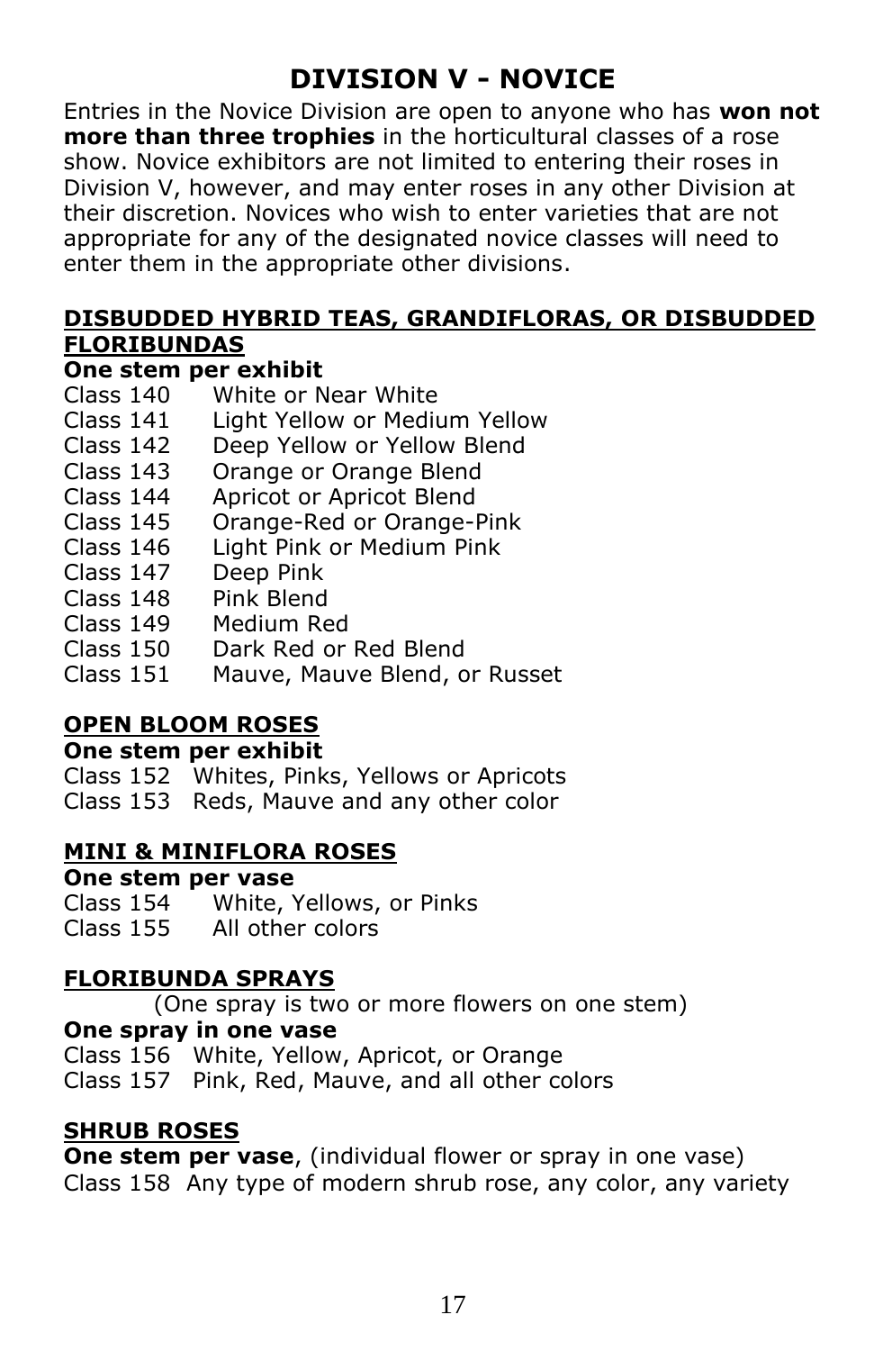# DIVISION V - NOVICE

Entries in the Novice Division are open to anyone who has **won not more than three trophies** in the horticultural classes of a rose show. Novice exhibitors are not limited to entering their roses in Division V, however, and may enter roses in any other Division at their discretion. Novices who wish to enter varieties that are not appropriate for any of the designated novice classes will need to enter them in the appropriate other divisions.

## DISBUDDED HYBRID TEAS, GRANDIFLORAS, OR DISBUDDED FLORIBUNDAS

**One stem per exhibit**

Class 140 White or Near White
Class 141 Light Yellow or Medium Yellow
Class 142 Deep Yellow or Yellow Blend
Class 143 Orange or Orange Blend
Class 144 Apricot or Apricot Blend
Class 145 Orange-Red or Orange-Pink
Class 146 Light Pink or Medium Pink
Class 147 Deep Pink
Class 148 Pink Blend
Class 149 Medium Red
Class 150 Dark Red or Red Blend
Class 151 Mauve, Mauve Blend, or Russet

## OPEN BLOOM ROSES

**One stem per exhibit**

Class 152 Whites, Pinks, Yellows or Apricots
Class 153 Reds, Mauve and any other color

## MINI & MINIFLORA ROSES

**One stem per vase**

Class 154 White, Yellows, or Pinks
Class 155 All other colors

## FLORIBUNDA SPRAYS

(One spray is two or more flowers on one stem)

**One spray in one vase**

Class 156 White, Yellow, Apricot, or Orange
Class 157 Pink, Red, Mauve, and all other colors

## SHRUB ROSES

**One stem per vase**, (individual flower or spray in one vase)

Class 158 Any type of modern shrub rose, any color, any variety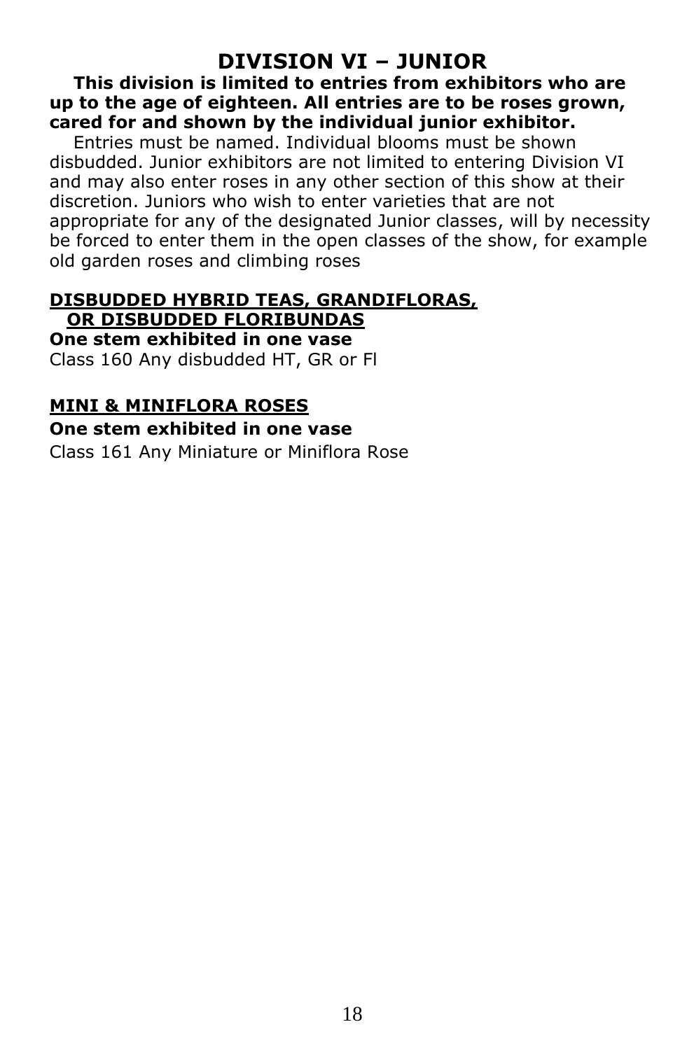# DIVISION VI – JUNIOR

**This division is limited to entries from exhibitors who are up to the age of eighteen. All entries are to be roses grown, cared for and shown by the individual junior exhibitor.**

Entries must be named. Individual blooms must be shown disbudded. Junior exhibitors are not limited to entering Division VI and may also enter roses in any other section of this show at their discretion. Juniors who wish to enter varieties that are not appropriate for any of the designated Junior classes, will by necessity be forced to enter them in the open classes of the show, for example old garden roses and climbing roses

## DISBUDDED HYBRID TEAS, GRANDIFLORAS, OR DISBUDDED FLORIBUNDAS

**One stem exhibited in one vase**

Class 160 Any disbudded HT, GR or Fl

## MINI & MINIFLORA ROSES

**One stem exhibited in one vase**

Class 161 Any Miniature or Miniflora Rose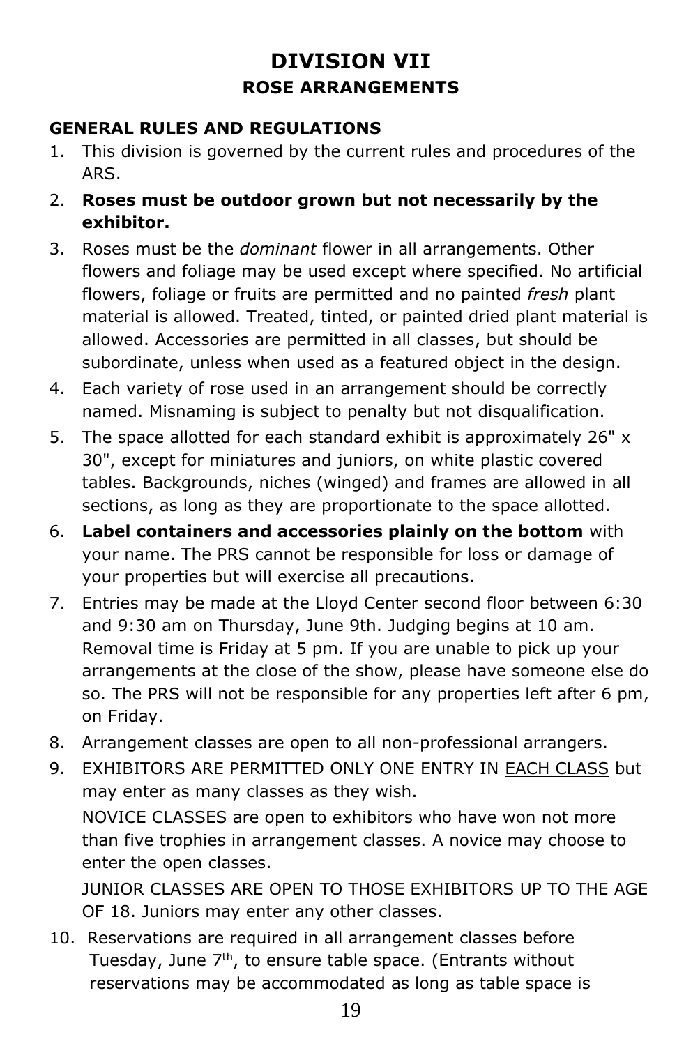# DIVISION VII

## ROSE ARRANGEMENTS

### GENERAL RULES AND REGULATIONS

1. This division is governed by the current rules and procedures of the ARS.
2. **Roses must be outdoor grown but not necessarily by the exhibitor.**
3. Roses must be the *dominant* flower in all arrangements. Other flowers and foliage may be used except where specified. No artificial flowers, foliage or fruits are permitted and no painted *fresh* plant material is allowed. Treated, tinted, or painted dried plant material is allowed. Accessories are permitted in all classes, but should be subordinate, unless when used as a featured object in the design.
4. Each variety of rose used in an arrangement should be correctly named. Misnaming is subject to penalty but not disqualification.
5. The space allotted for each standard exhibit is approximately 26" x 30", except for miniatures and juniors, on white plastic covered tables. Backgrounds, niches (winged) and frames are allowed in all sections, as long as they are proportionate to the space allotted.
6. **Label containers and accessories plainly on the bottom** with your name. The PRS cannot be responsible for loss or damage of your properties but will exercise all precautions.
7. Entries may be made at the Lloyd Center second floor between 6:30 and 9:30 am on Thursday, June 9th. Judging begins at 10 am. Removal time is Friday at 5 pm. If you are unable to pick up your arrangements at the close of the show, please have someone else do so. The PRS will not be responsible for any properties left after 6 pm, on Friday.
8. Arrangement classes are open to all non-professional arrangers.
9. EXHIBITORS ARE PERMITTED ONLY ONE ENTRY IN EACH CLASS but may enter as many classes as they wish.

   NOVICE CLASSES are open to exhibitors who have won not more than five trophies in arrangement classes. A novice may choose to enter the open classes.

   JUNIOR CLASSES ARE OPEN TO THOSE EXHIBITORS UP TO THE AGE OF 18. Juniors may enter any other classes.
10. Reservations are required in all arrangement classes before Tuesday, June 7th, to ensure table space. (Entrants without reservations may be accommodated as long as table space is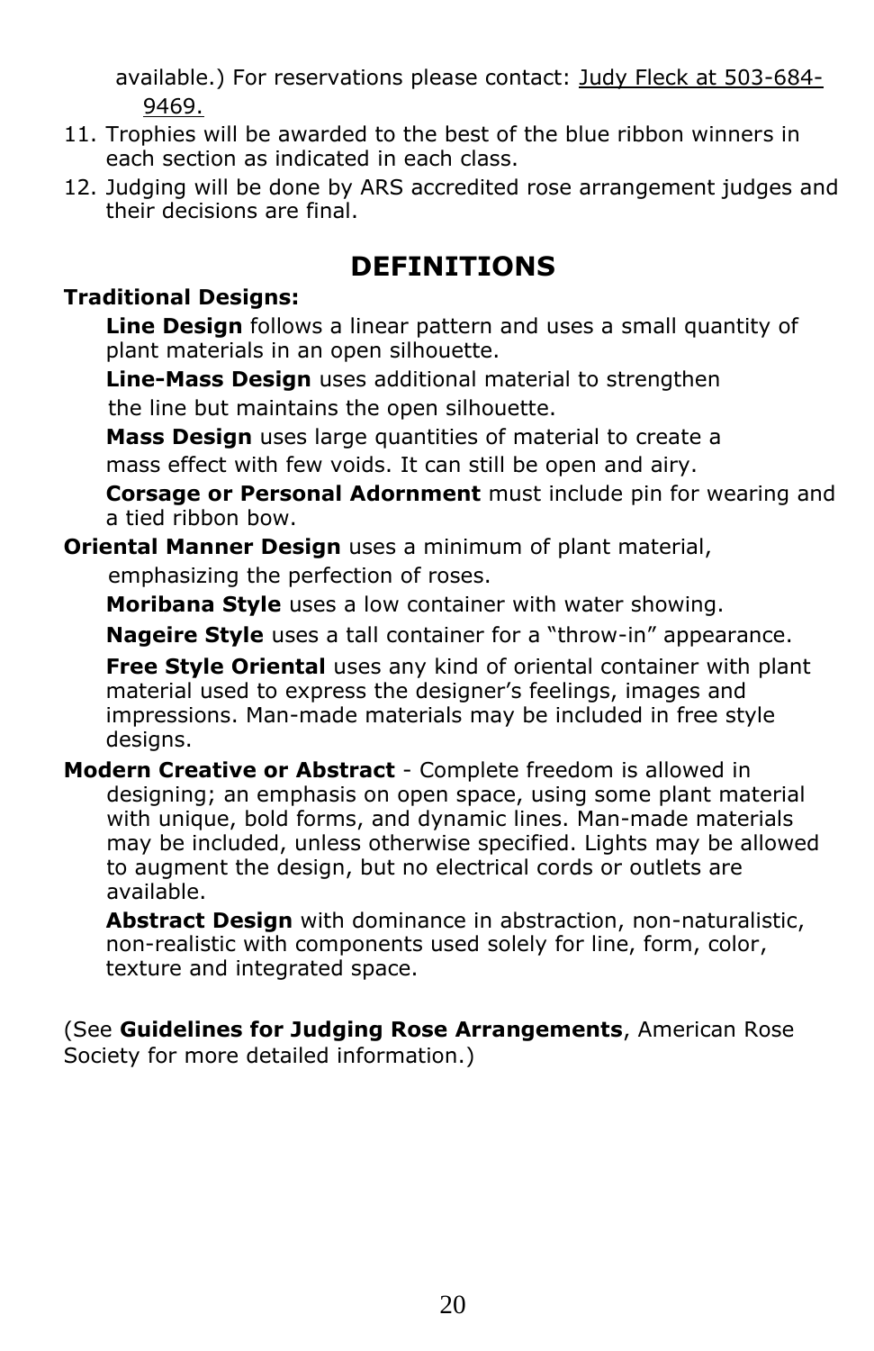available.) For reservations please contact: Judy Fleck at 503-684-9469.

11. Trophies will be awarded to the best of the blue ribbon winners in each section as indicated in each class.
12. Judging will be done by ARS accredited rose arrangement judges and their decisions are final.

## DEFINITIONS

**Traditional Designs:**

**Line Design** follows a linear pattern and uses a small quantity of plant materials in an open silhouette.

**Line-Mass Design** uses additional material to strengthen the line but maintains the open silhouette.

**Mass Design** uses large quantities of material to create a mass effect with few voids. It can still be open and airy.

**Corsage or Personal Adornment** must include pin for wearing and a tied ribbon bow.

**Oriental Manner Design** uses a minimum of plant material, emphasizing the perfection of roses.

**Moribana Style** uses a low container with water showing.

**Nageire Style** uses a tall container for a "throw-in" appearance.

**Free Style Oriental** uses any kind of oriental container with plant material used to express the designer's feelings, images and impressions. Man-made materials may be included in free style designs.

**Modern Creative or Abstract** - Complete freedom is allowed in designing; an emphasis on open space, using some plant material with unique, bold forms, and dynamic lines. Man-made materials may be included, unless otherwise specified. Lights may be allowed to augment the design, but no electrical cords or outlets are available.

**Abstract Design** with dominance in abstraction, non-naturalistic, non-realistic with components used solely for line, form, color, texture and integrated space.

(See **Guidelines for Judging Rose Arrangements**, American Rose Society for more detailed information.)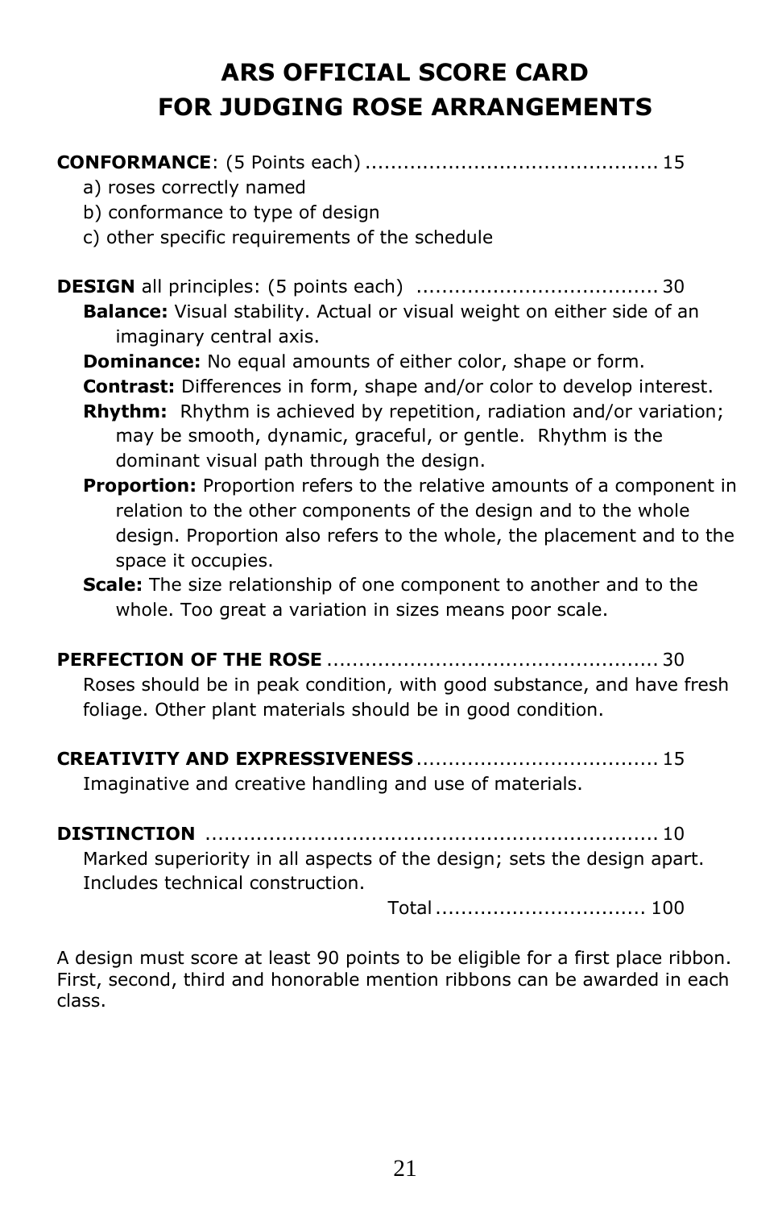# ARS OFFICIAL SCORE CARD FOR JUDGING ROSE ARRANGEMENTS

**CONFORMANCE**: (5 Points each) ............................................ 15

a) roses correctly named
b) conformance to type of design
c) other specific requirements of the schedule

**DESIGN** all principles: (5 points each) ..................................... 30

**Balance:** Visual stability. Actual or visual weight on either side of an imaginary central axis.

**Dominance:** No equal amounts of either color, shape or form.

**Contrast:** Differences in form, shape and/or color to develop interest.

**Rhythm:** Rhythm is achieved by repetition, radiation and/or variation; may be smooth, dynamic, graceful, or gentle. Rhythm is the dominant visual path through the design.

**Proportion:** Proportion refers to the relative amounts of a component in relation to the other components of the design and to the whole design. Proportion also refers to the whole, the placement and to the space it occupies.

**Scale:** The size relationship of one component to another and to the whole. Too great a variation in sizes means poor scale.

**PERFECTION OF THE ROSE** .................................................. 30

Roses should be in peak condition, with good substance, and have fresh foliage. Other plant materials should be in good condition.

**CREATIVITY AND EXPRESSIVENESS** ..................................... 15

Imaginative and creative handling and use of materials.

**DISTINCTION** ...................................................................... 10

Marked superiority in all aspects of the design; sets the design apart. Includes technical construction.

Total ................................ 100

A design must score at least 90 points to be eligible for a first place ribbon. First, second, third and honorable mention ribbons can be awarded in each class.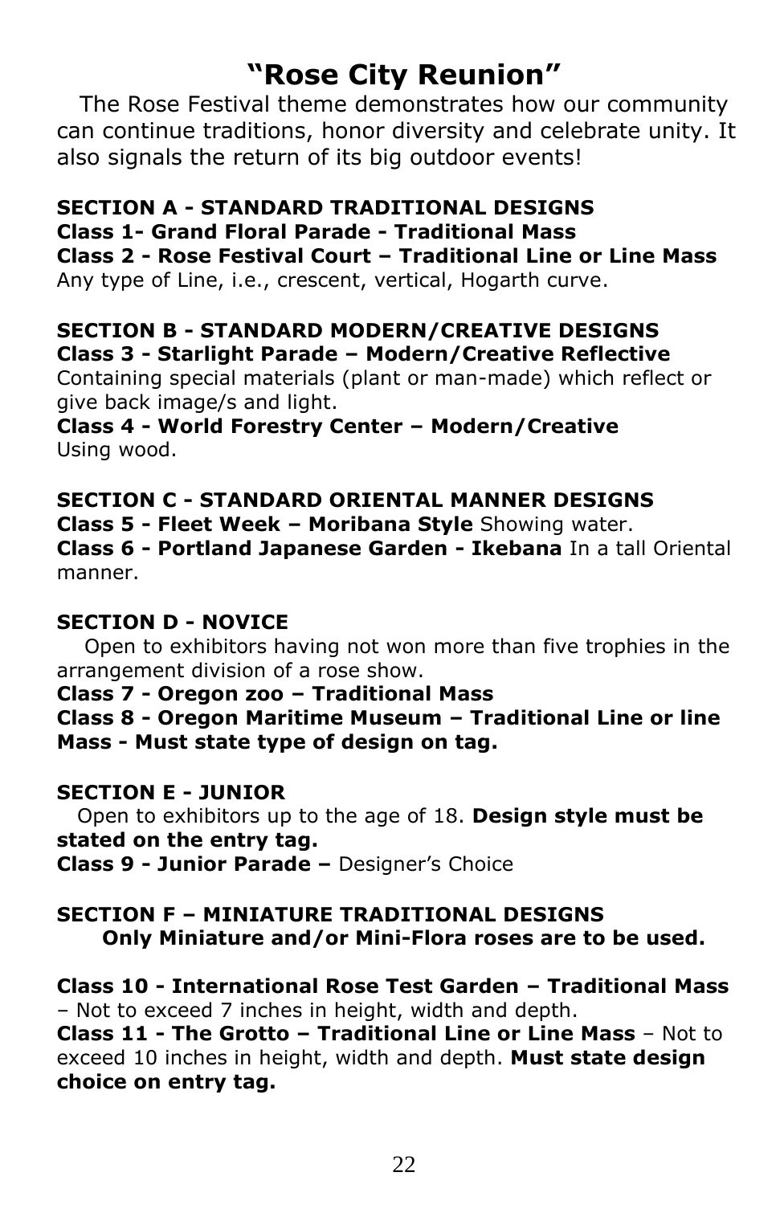# "Rose City Reunion"

The Rose Festival theme demonstrates how our community can continue traditions, honor diversity and celebrate unity. It also signals the return of its big outdoor events!

**SECTION A - STANDARD TRADITIONAL DESIGNS**

**Class 1- Grand Floral Parade - Traditional Mass**

**Class 2 - Rose Festival Court – Traditional Line or Line Mass**
Any type of Line, i.e., crescent, vertical, Hogarth curve.

**SECTION B - STANDARD MODERN/CREATIVE DESIGNS**

**Class 3 - Starlight Parade – Modern/Creative Reflective**
Containing special materials (plant or man-made) which reflect or give back image/s and light.

**Class 4 - World Forestry Center – Modern/Creative**
Using wood.

**SECTION C - STANDARD ORIENTAL MANNER DESIGNS**

**Class 5 - Fleet Week – Moribana Style** Showing water.

**Class 6 - Portland Japanese Garden - Ikebana** In a tall Oriental manner.

**SECTION D - NOVICE**

Open to exhibitors having not won more than five trophies in the arrangement division of a rose show.

**Class 7 - Oregon zoo – Traditional Mass**

**Class 8 - Oregon Maritime Museum – Traditional Line or line Mass - Must state type of design on tag.**

**SECTION E - JUNIOR**

Open to exhibitors up to the age of 18. **Design style must be stated on the entry tag.**

**Class 9 - Junior Parade –** Designer's Choice

**SECTION F – MINIATURE TRADITIONAL DESIGNS**

**Only Miniature and/or Mini-Flora roses are to be used.**

**Class 10 - International Rose Test Garden – Traditional Mass** – Not to exceed 7 inches in height, width and depth.

**Class 11 - The Grotto – Traditional Line or Line Mass** – Not to exceed 10 inches in height, width and depth. **Must state design choice on entry tag.**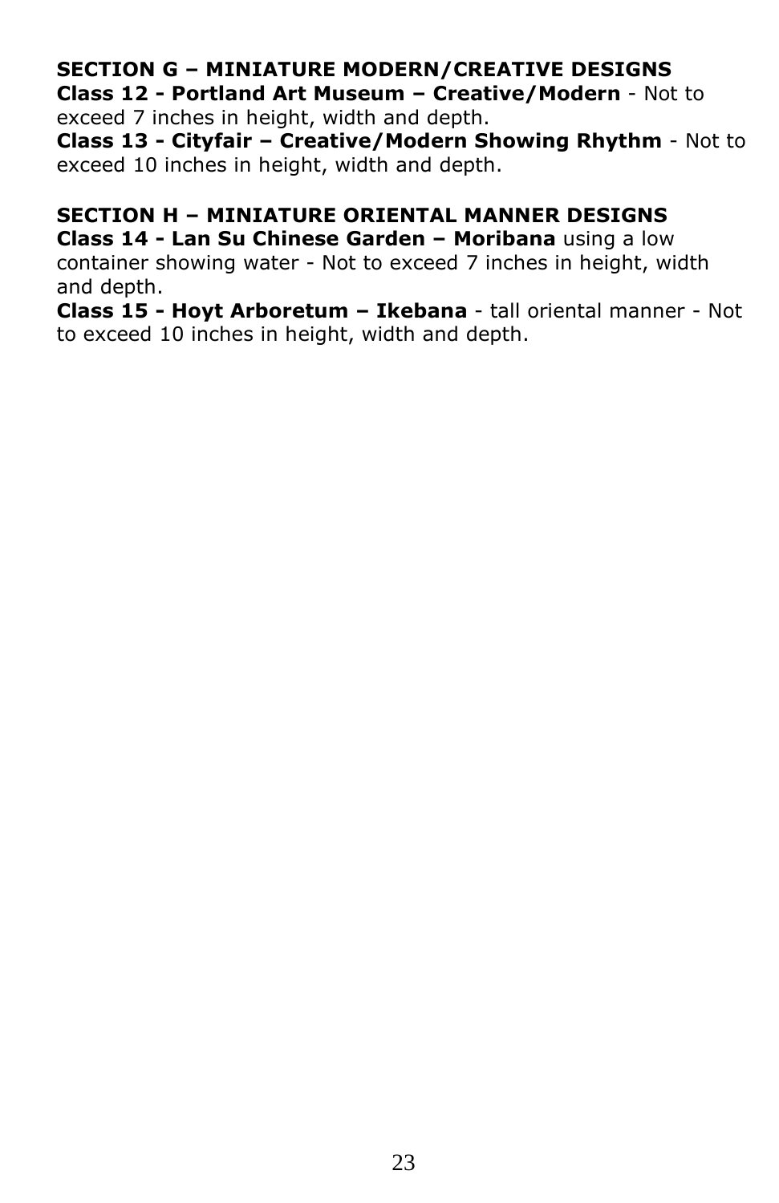**SECTION G – MINIATURE MODERN/CREATIVE DESIGNS**
**Class 12 - Portland Art Museum – Creative/Modern** - Not to exceed 7 inches in height, width and depth.
**Class 13 - Cityfair – Creative/Modern Showing Rhythm** - Not to exceed 10 inches in height, width and depth.

**SECTION H – MINIATURE ORIENTAL MANNER DESIGNS**
**Class 14 - Lan Su Chinese Garden – Moribana** using a low container showing water - Not to exceed 7 inches in height, width and depth.
**Class 15 - Hoyt Arboretum – Ikebana** - tall oriental manner - Not to exceed 10 inches in height, width and depth.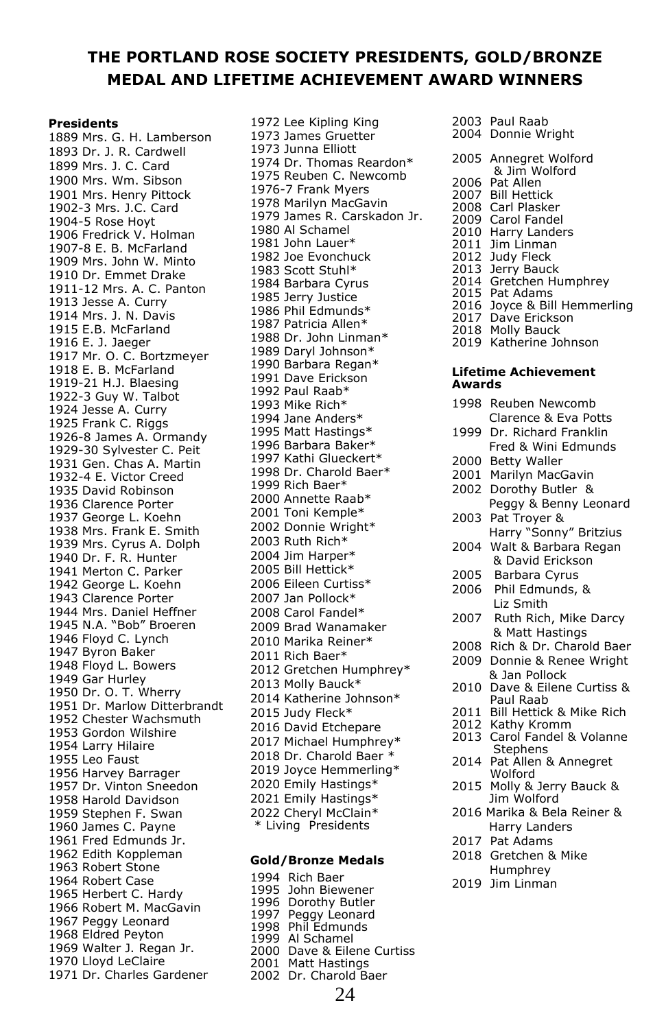# THE PORTLAND ROSE SOCIETY PRESIDENTS, GOLD/BRONZE MEDAL AND LIFETIME ACHIEVEMENT AWARD WINNERS

**Presidents**

1889 Mrs. G. H. Lamberson
1893 Dr. J. R. Cardwell
1899 Mrs. J. C. Card
1900 Mrs. Wm. Sibson
1901 Mrs. Henry Pittock
1902-3 Mrs. J.C. Card
1904-5 Rose Hoyt
1906 Fredrick V. Holman
1907-8 E. B. McFarland
1909 Mrs. John W. Minto
1910 Dr. Emmet Drake
1911-12 Mrs. A. C. Panton
1913 Jesse A. Curry
1914 Mrs. J. N. Davis
1915 E.B. McFarland
1916 E. J. Jaeger
1917 Mr. O. C. Bortzmeyer
1918 E. B. McFarland
1919-21 H.J. Blaesing
1922-3 Guy W. Talbot
1924 Jesse A. Curry
1925 Frank C. Riggs
1926-8 James A. Ormandy
1929-30 Sylvester C. Peit
1931 Gen. Chas A. Martin
1932-4 E. Victor Creed
1935 David Robinson
1936 Clarence Porter
1937 George L. Koehn
1938 Mrs. Frank E. Smith
1939 Mrs. Cyrus A. Dolph
1940 Dr. F. R. Hunter
1941 Merton C. Parker
1942 George L. Koehn
1943 Clarence Porter
1944 Mrs. Daniel Heffner
1945 N.A. "Bob" Broeren
1946 Floyd C. Lynch
1947 Byron Baker
1948 Floyd L. Bowers
1949 Gar Hurley
1950 Dr. O. T. Wherry
1951 Dr. Marlow Ditterbrandt
1952 Chester Wachsmuth
1953 Gordon Wilshire
1954 Larry Hilaire
1955 Leo Faust
1956 Harvey Barrager
1957 Dr. Vinton Sneedon
1958 Harold Davidson
1959 Stephen F. Swan
1960 James C. Payne
1961 Fred Edmunds Jr.
1962 Edith Koppleman
1963 Robert Stone
1964 Robert Case
1965 Herbert C. Hardy
1966 Robert M. MacGavin
1967 Peggy Leonard
1968 Eldred Peyton
1969 Walter J. Regan Jr.
1970 Lloyd LeClaire
1971 Dr. Charles Gardener
1972 Lee Kipling King
1973 James Gruetter
1973 Junna Elliott
1974 Dr. Thomas Reardon*
1975 Reuben C. Newcomb
1976-7 Frank Myers
1978 Marilyn MacGavin
1979 James R. Carskadon Jr.
1980 Al Schamel
1981 John Lauer*
1982 Joe Evonchuck
1983 Scott Stuhl*
1984 Barbara Cyrus
1985 Jerry Justice
1986 Phil Edmunds*
1987 Patricia Allen*
1988 Dr. John Linman*
1989 Daryl Johnson*
1990 Barbara Regan*
1991 Dave Erickson
1992 Paul Raab*
1993 Mike Rich*
1994 Jane Anders*
1995 Matt Hastings*
1996 Barbara Baker*
1997 Kathi Glueckert*
1998 Dr. Charold Baer*
1999 Rich Baer*
2000 Annette Raab*
2001 Toni Kemple*
2002 Donnie Wright*
2003 Ruth Rich*
2004 Jim Harper*
2005 Bill Hettick*
2006 Eileen Curtiss*
2007 Jan Pollock*
2008 Carol Fandel*
2009 Brad Wanamaker
2010 Marika Reiner*
2011 Rich Baer*
2012 Gretchen Humphrey*
2013 Molly Bauck*
2014 Katherine Johnson*
2015 Judy Fleck*
2016 David Etchepare
2017 Michael Humphrey*
2018 Dr. Charold Baer *
2019 Joyce Hemmerling*
2020 Emily Hastings*
2021 Emily Hastings*
2022 Cheryl McClain*
\* Living Presidents

**Gold/Bronze Medals**

1994 Rich Baer
1995 John Biewener
1996 Dorothy Butler
1997 Peggy Leonard
1998 Phil Edmunds
1999 Al Schamel
2000 Dave & Eilene Curtiss
2001 Matt Hastings
2002 Dr. Charold Baer
2003 Paul Raab
2004 Donnie Wright
2005 Annegret Wolford & Jim Wolford
2006 Pat Allen
2007 Bill Hettick
2008 Carl Plasker
2009 Carol Fandel
2010 Harry Landers
2011 Jim Linman
2012 Judy Fleck
2013 Jerry Bauck
2014 Gretchen Humphrey
2015 Pat Adams
2016 Joyce & Bill Hemmerling
2017 Dave Erickson
2018 Molly Bauck
2019 Katherine Johnson

**Lifetime Achievement Awards**

1998 Reuben Newcomb, Clarence & Eva Potts
1999 Dr. Richard Franklin, Fred & Wini Edmunds
2000 Betty Waller
2001 Marilyn MacGavin
2002 Dorothy Butler & Peggy & Benny Leonard
2003 Pat Troyer & Harry "Sonny" Britzius
2004 Walt & Barbara Regan & David Erickson
2005 Barbara Cyrus
2006 Phil Edmunds, & Liz Smith
2007 Ruth Rich, Mike Darcy & Matt Hastings
2008 Rich & Dr. Charold Baer
2009 Donnie & Renee Wright & Jan Pollock
2010 Dave & Eilene Curtiss & Paul Raab
2011 Bill Hettick & Mike Rich
2012 Kathy Kromm
2013 Carol Fandel & Volanne Stephens
2014 Pat Allen & Annegret Wolford
2015 Molly & Jerry Bauck & Jim Wolford
2016 Marika & Bela Reiner & Harry Landers
2017 Pat Adams
2018 Gretchen & Mike Humphrey
2019 Jim Linman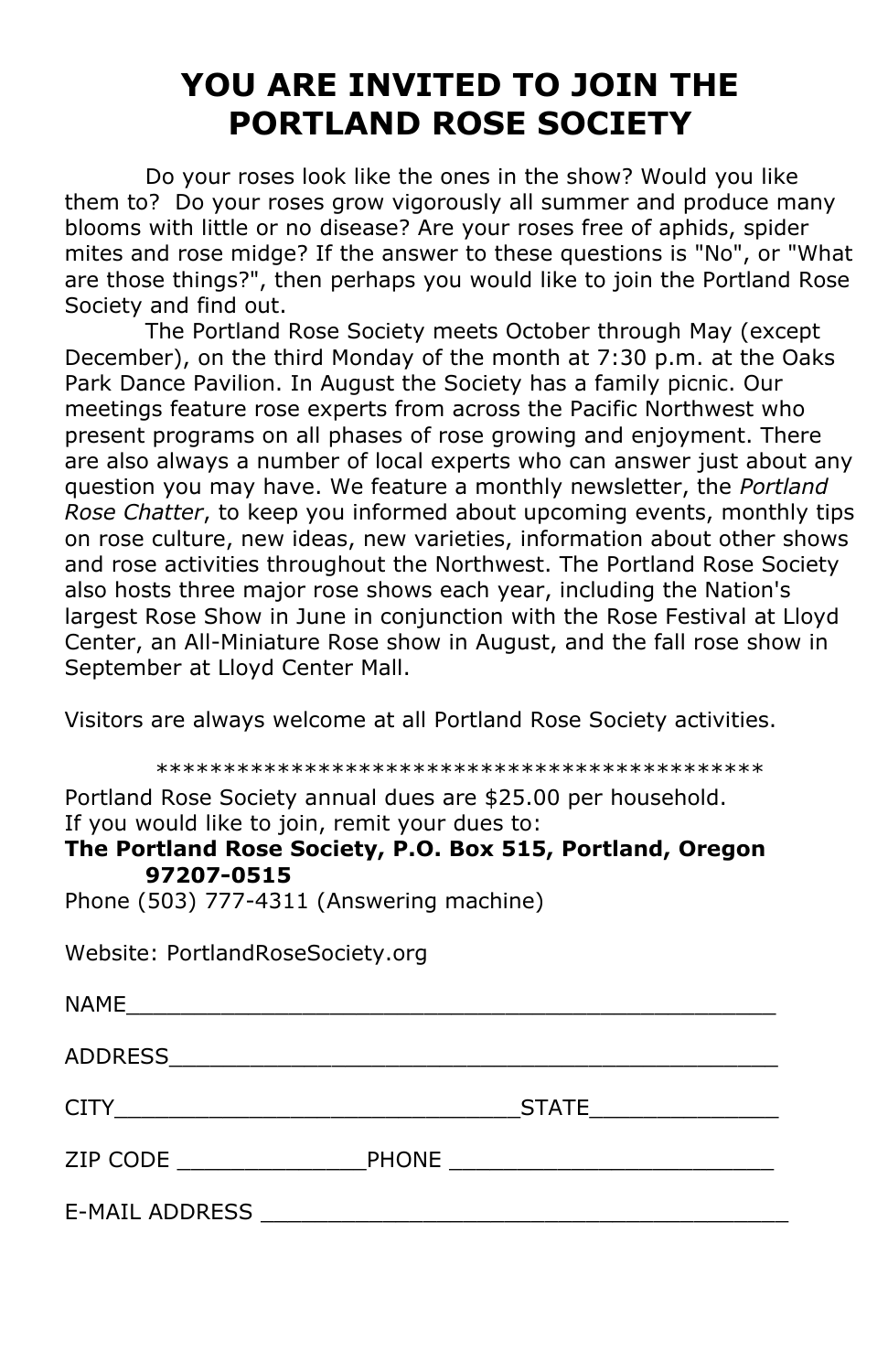# YOU ARE INVITED TO JOIN THE PORTLAND ROSE SOCIETY

Do your roses look like the ones in the show? Would you like them to? Do your roses grow vigorously all summer and produce many blooms with little or no disease? Are your roses free of aphids, spider mites and rose midge? If the answer to these questions is "No", or "What are those things?", then perhaps you would like to join the Portland Rose Society and find out.

The Portland Rose Society meets October through May (except December), on the third Monday of the month at 7:30 p.m. at the Oaks Park Dance Pavilion. In August the Society has a family picnic. Our meetings feature rose experts from across the Pacific Northwest who present programs on all phases of rose growing and enjoyment. There are also always a number of local experts who can answer just about any question you may have. We feature a monthly newsletter, the *Portland Rose Chatter*, to keep you informed about upcoming events, monthly tips on rose culture, new ideas, new varieties, information about other shows and rose activities throughout the Northwest. The Portland Rose Society also hosts three major rose shows each year, including the Nation's largest Rose Show in June in conjunction with the Rose Festival at Lloyd Center, an All-Miniature Rose show in August, and the fall rose show in September at Lloyd Center Mall.

Visitors are always welcome at all Portland Rose Society activities.

**********************************************

Portland Rose Society annual dues are $25.00 per household.
If you would like to join, remit your dues to:
**The Portland Rose Society, P.O. Box 515, Portland, Oregon 97207-0515**
Phone (503) 777-4311 (Answering machine)

Website: PortlandRoseSociety.org

NAME_______________________________________________

ADDRESS____________________________________________

CITY_____________________________STATE_____________

ZIP CODE _____________PHONE _______________________

E-MAIL ADDRESS ______________________________________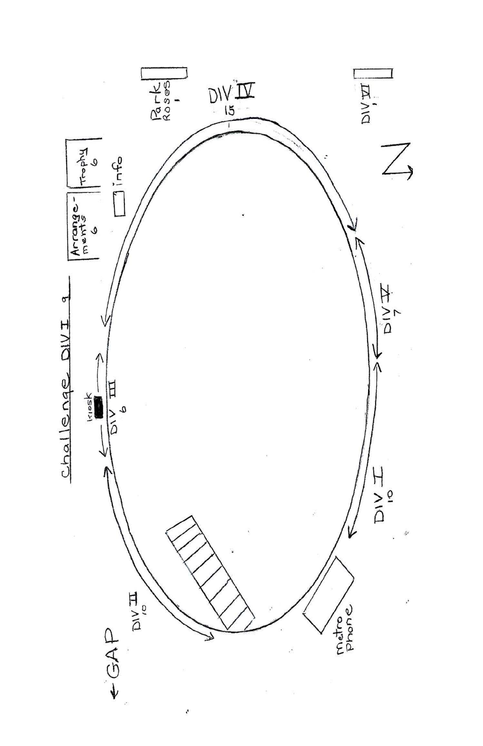Challenge DIV I 9

Arrange-ments 6

Trophy 6

info

Park Roses 1

DIV IV 15

DIV VI 1

N

DIV V 7

Kiosk

DIV III 6

DIV I 10

DIV II 10

Metro Phone

← GAP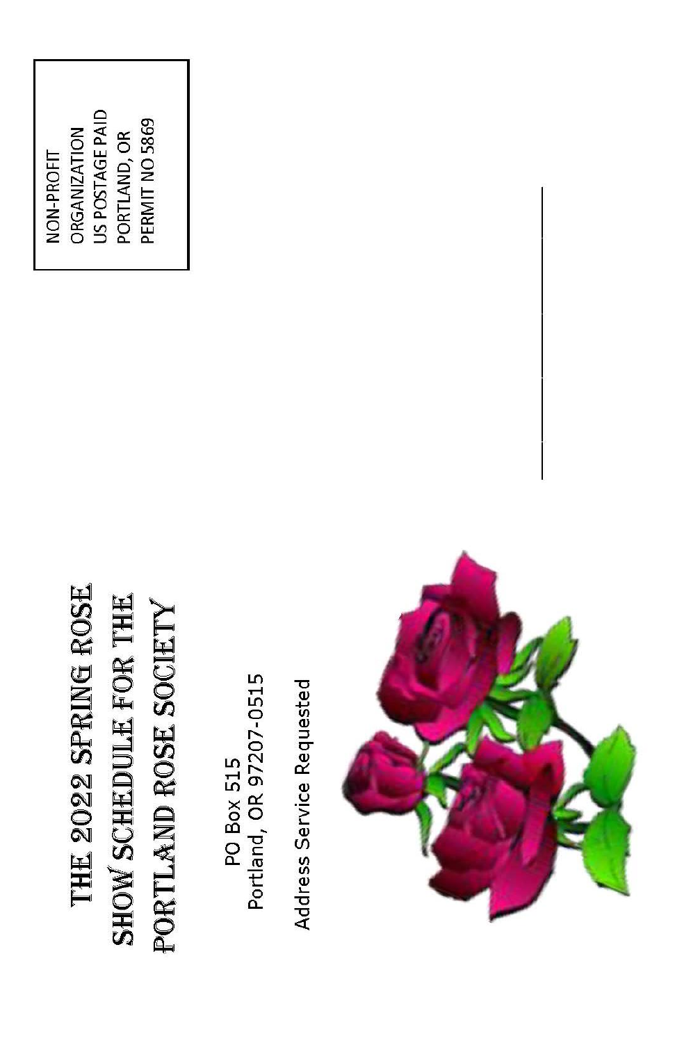# THE 2022 SPRING ROSE SHOW SCHEDULE FOR THE PORTLAND ROSE SOCIETY

PO Box 515
Portland, OR 97207-0515

Address Service Requested

NON-PROFIT
ORGANIZATION
US POSTAGE PAID
PORTLAND, OR
PERMIT NO 5869